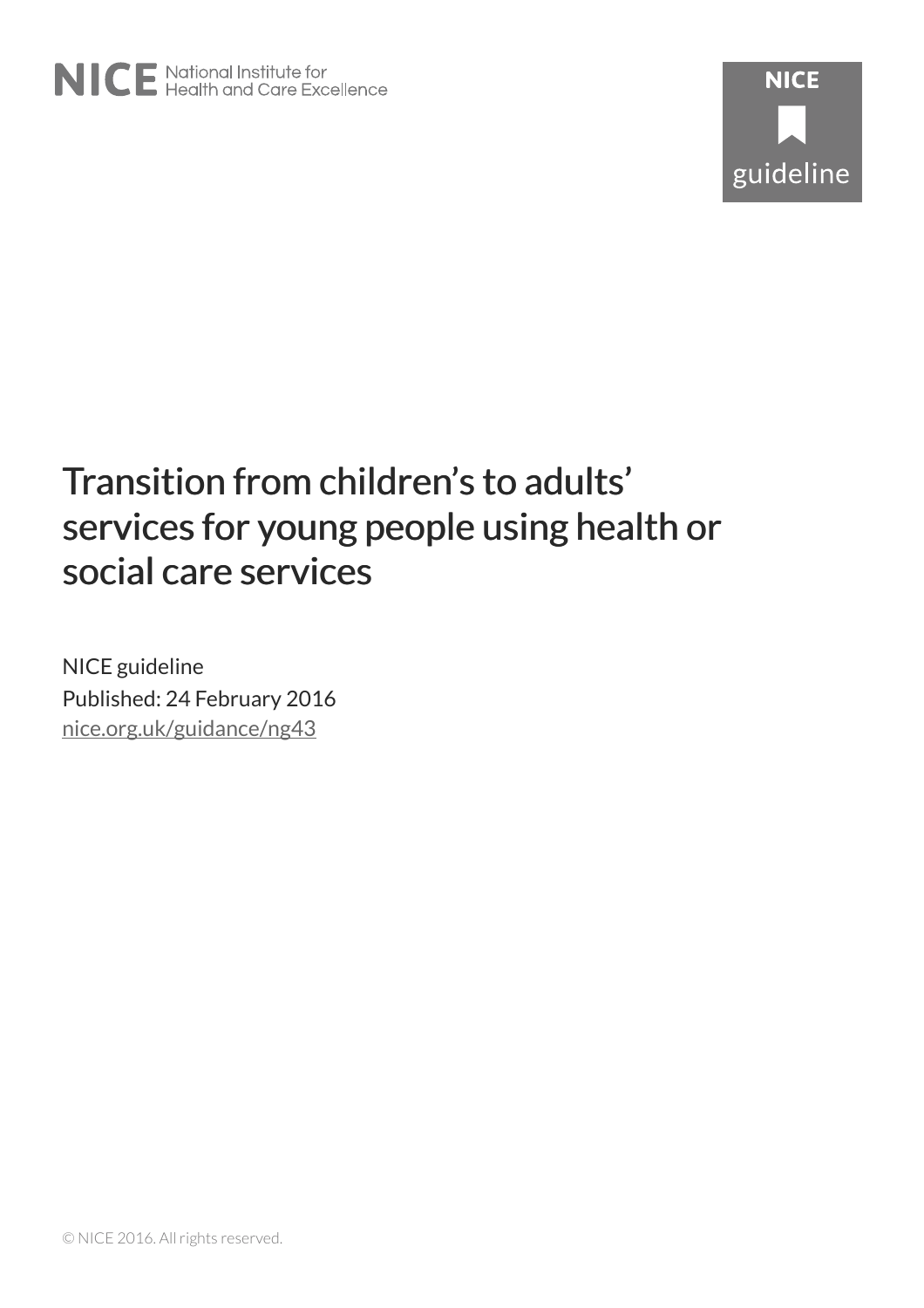NICE National Institute for Health and Care Excellence

NICE guideline

# Transition from children's to adults' services for young people using health or social care services

NICE guideline

Published: 24 February 2016

nice.org.uk/guidance/ng43

© NICE 2016. All rights reserved.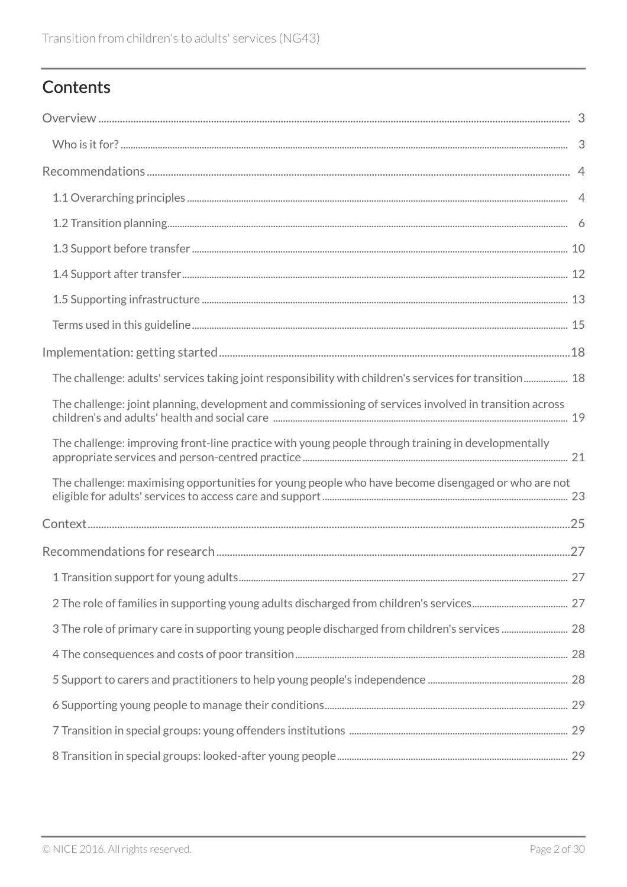# Contents

Overview ..... 3

- Who is it for? ..... 3

Recommendations ..... 4

- 1.1 Overarching principles ..... 4
- 1.2 Transition planning ..... 6
- 1.3 Support before transfer ..... 10
- 1.4 Support after transfer ..... 12
- 1.5 Supporting infrastructure ..... 13
- Terms used in this guideline ..... 15

Implementation: getting started ..... 18

- The challenge: adults' services taking joint responsibility with children's services for transition ..... 18
- The challenge: joint planning, development and commissioning of services involved in transition across children's and adults' health and social care ..... 19
- The challenge: improving front-line practice with young people through training in developmentally appropriate services and person-centred practice ..... 21
- The challenge: maximising opportunities for young people who have become disengaged or who are not eligible for adults' services to access care and support ..... 23

Context ..... 25

Recommendations for research ..... 27

- 1 Transition support for young adults ..... 27
- 2 The role of families in supporting young adults discharged from children's services ..... 27
- 3 The role of primary care in supporting young people discharged from children's services ..... 28
- 4 The consequences and costs of poor transition ..... 28
- 5 Support to carers and practitioners to help young people's independence ..... 28
- 6 Supporting young people to manage their conditions ..... 29
- 7 Transition in special groups: young offenders institutions ..... 29
- 8 Transition in special groups: looked-after young people ..... 29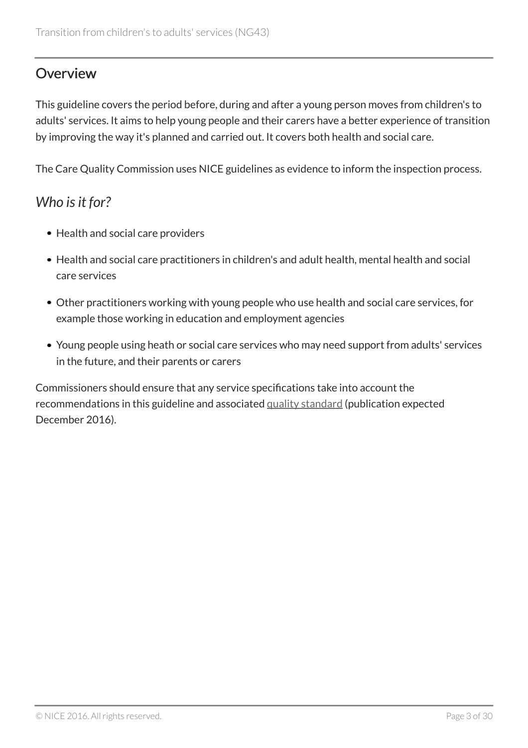## Overview

This guideline covers the period before, during and after a young person moves from children's to adults' services. It aims to help young people and their carers have a better experience of transition by improving the way it's planned and carried out. It covers both health and social care.

The Care Quality Commission uses NICE guidelines as evidence to inform the inspection process.

### *Who is it for?*

- Health and social care providers
- Health and social care practitioners in children's and adult health, mental health and social care services
- Other practitioners working with young people who use health and social care services, for example those working in education and employment agencies
- Young people using heath or social care services who may need support from adults' services in the future, and their parents or carers

Commissioners should ensure that any service specifications take into account the recommendations in this guideline and associated quality standard (publication expected December 2016).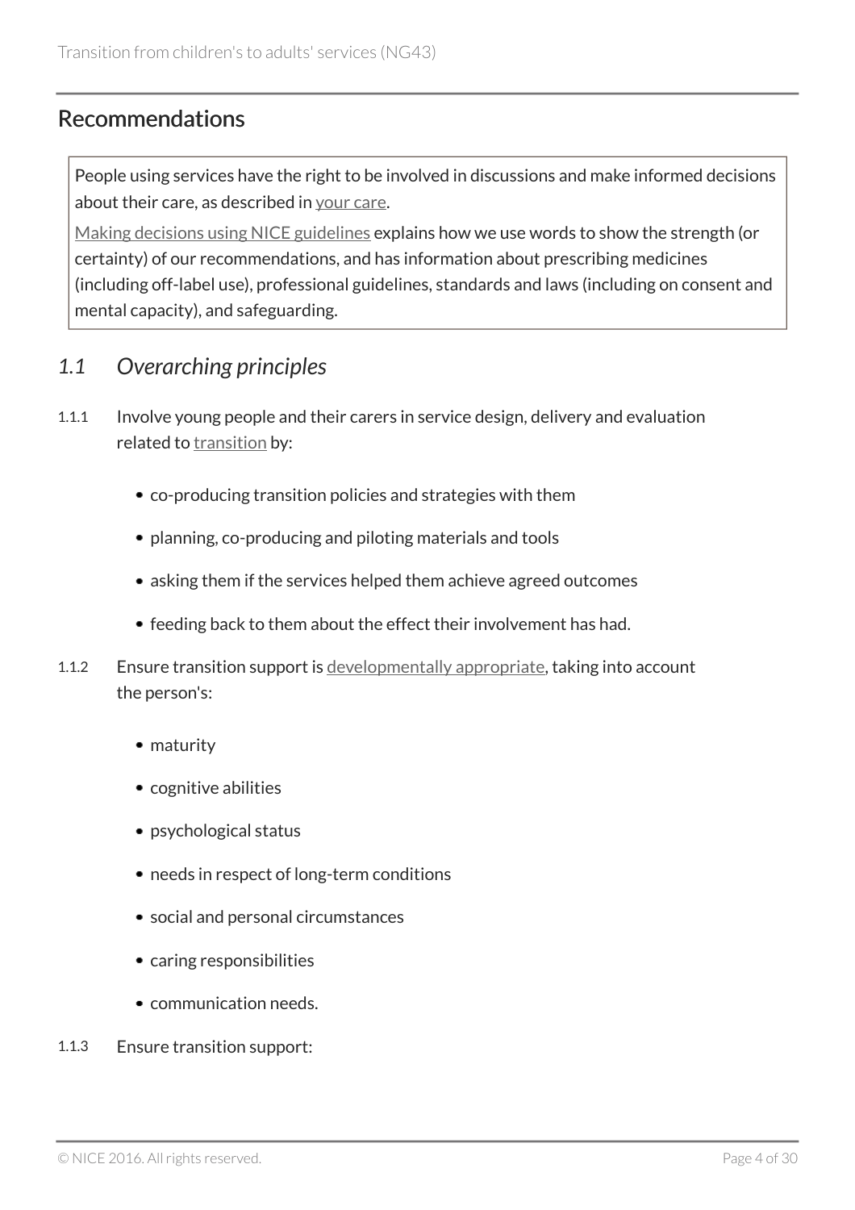## Recommendations

People using services have the right to be involved in discussions and make informed decisions about their care, as described in your care.

Making decisions using NICE guidelines explains how we use words to show the strength (or certainty) of our recommendations, and has information about prescribing medicines (including off-label use), professional guidelines, standards and laws (including on consent and mental capacity), and safeguarding.

### *1.1 Overarching principles*

1.1.1 Involve young people and their carers in service design, delivery and evaluation related to transition by:

- co-producing transition policies and strategies with them
- planning, co-producing and piloting materials and tools
- asking them if the services helped them achieve agreed outcomes
- feeding back to them about the effect their involvement has had.

1.1.2 Ensure transition support is developmentally appropriate, taking into account the person's:

- maturity
- cognitive abilities
- psychological status
- needs in respect of long-term conditions
- social and personal circumstances
- caring responsibilities
- communication needs.

1.1.3 Ensure transition support: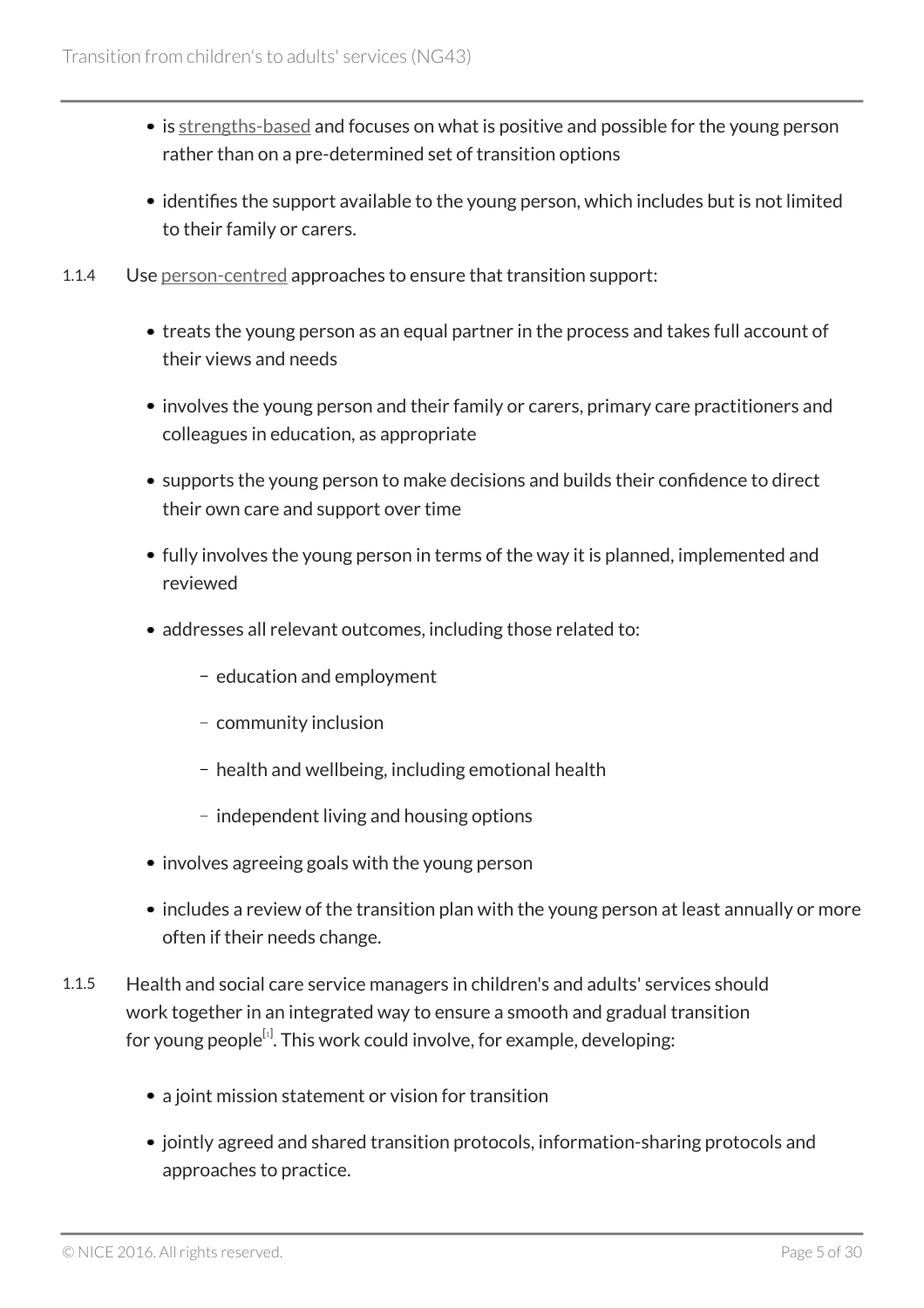- is strengths-based and focuses on what is positive and possible for the young person rather than on a pre-determined set of transition options
- identifies the support available to the young person, which includes but is not limited to their family or carers.

1.1.4 Use person-centred approaches to ensure that transition support:

- treats the young person as an equal partner in the process and takes full account of their views and needs
- involves the young person and their family or carers, primary care practitioners and colleagues in education, as appropriate
- supports the young person to make decisions and builds their confidence to direct their own care and support over time
- fully involves the young person in terms of the way it is planned, implemented and reviewed
- addresses all relevant outcomes, including those related to:
  - education and employment
  - community inclusion
  - health and wellbeing, including emotional health
  - independent living and housing options
- involves agreeing goals with the young person
- includes a review of the transition plan with the young person at least annually or more often if their needs change.

1.1.5 Health and social care service managers in children's and adults' services should work together in an integrated way to ensure a smooth and gradual transition for young people[1]. This work could involve, for example, developing:

- a joint mission statement or vision for transition
- jointly agreed and shared transition protocols, information-sharing protocols and approaches to practice.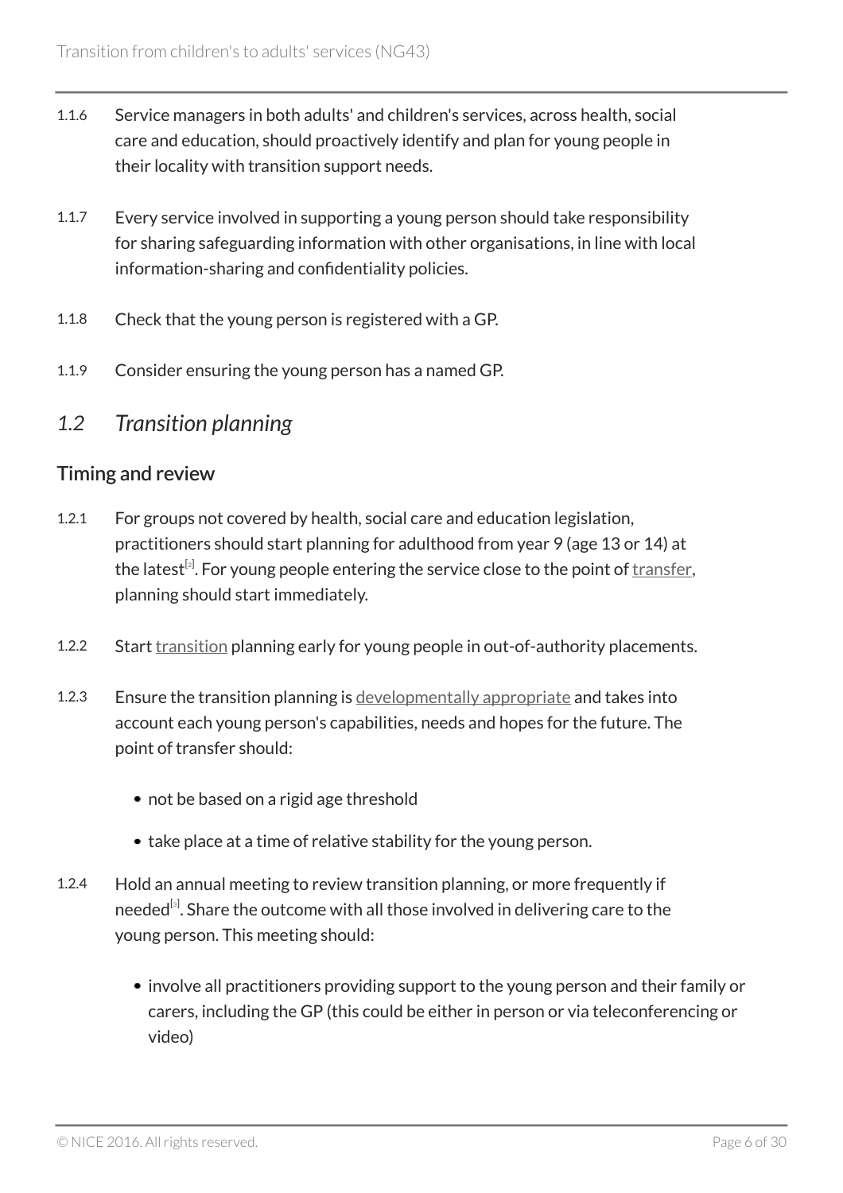1.1.6 Service managers in both adults' and children's services, across health, social care and education, should proactively identify and plan for young people in their locality with transition support needs.

1.1.7 Every service involved in supporting a young person should take responsibility for sharing safeguarding information with other organisations, in line with local information-sharing and confidentiality policies.

1.1.8 Check that the young person is registered with a GP.

1.1.9 Consider ensuring the young person has a named GP.

## *1.2 Transition planning*

### Timing and review

1.2.1 For groups not covered by health, social care and education legislation, practitioners should start planning for adulthood from year 9 (age 13 or 14) at the latest[2]. For young people entering the service close to the point of transfer, planning should start immediately.

1.2.2 Start transition planning early for young people in out-of-authority placements.

1.2.3 Ensure the transition planning is developmentally appropriate and takes into account each young person's capabilities, needs and hopes for the future. The point of transfer should:

- not be based on a rigid age threshold
- take place at a time of relative stability for the young person.

1.2.4 Hold an annual meeting to review transition planning, or more frequently if needed[3]. Share the outcome with all those involved in delivering care to the young person. This meeting should:

- involve all practitioners providing support to the young person and their family or carers, including the GP (this could be either in person or via teleconferencing or video)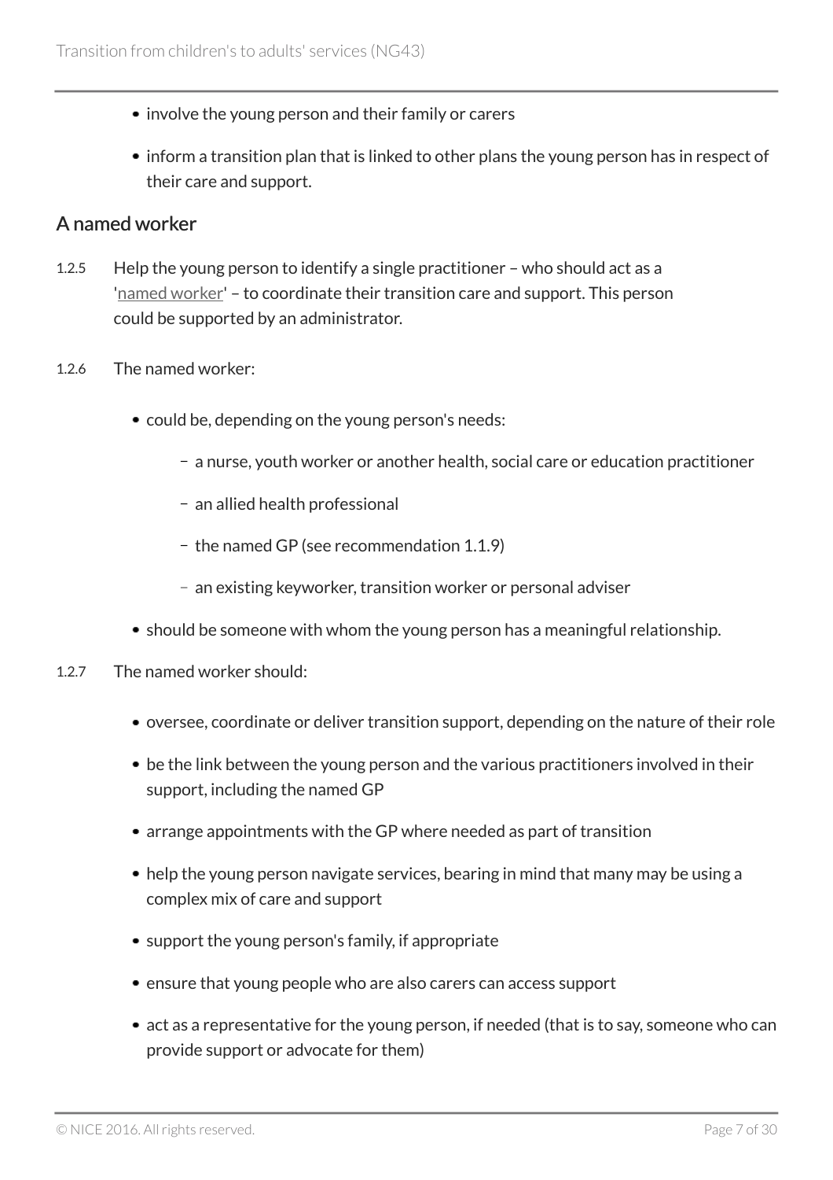- involve the young person and their family or carers
- inform a transition plan that is linked to other plans the young person has in respect of their care and support.

## A named worker

1.2.5 Help the young person to identify a single practitioner – who should act as a 'named worker' – to coordinate their transition care and support. This person could be supported by an administrator.

1.2.6 The named worker:

- could be, depending on the young person's needs:
  - a nurse, youth worker or another health, social care or education practitioner
  - an allied health professional
  - the named GP (see recommendation 1.1.9)
  - an existing keyworker, transition worker or personal adviser
- should be someone with whom the young person has a meaningful relationship.

1.2.7 The named worker should:

- oversee, coordinate or deliver transition support, depending on the nature of their role
- be the link between the young person and the various practitioners involved in their support, including the named GP
- arrange appointments with the GP where needed as part of transition
- help the young person navigate services, bearing in mind that many may be using a complex mix of care and support
- support the young person's family, if appropriate
- ensure that young people who are also carers can access support
- act as a representative for the young person, if needed (that is to say, someone who can provide support or advocate for them)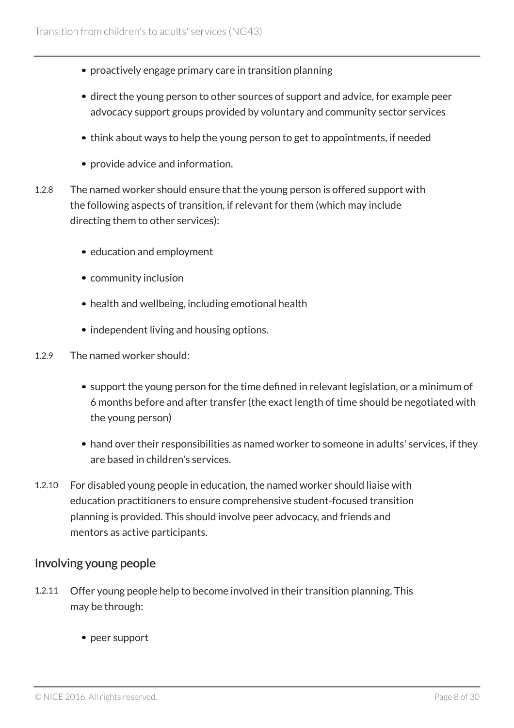- proactively engage primary care in transition planning
- direct the young person to other sources of support and advice, for example peer advocacy support groups provided by voluntary and community sector services
- think about ways to help the young person to get to appointments, if needed
- provide advice and information.

1.2.8 The named worker should ensure that the young person is offered support with the following aspects of transition, if relevant for them (which may include directing them to other services):

- education and employment
- community inclusion
- health and wellbeing, including emotional health
- independent living and housing options.

1.2.9 The named worker should:

- support the young person for the time defined in relevant legislation, or a minimum of 6 months before and after transfer (the exact length of time should be negotiated with the young person)
- hand over their responsibilities as named worker to someone in adults' services, if they are based in children's services.

1.2.10 For disabled young people in education, the named worker should liaise with education practitioners to ensure comprehensive student-focused transition planning is provided. This should involve peer advocacy, and friends and mentors as active participants.

## Involving young people

1.2.11 Offer young people help to become involved in their transition planning. This may be through:

- peer support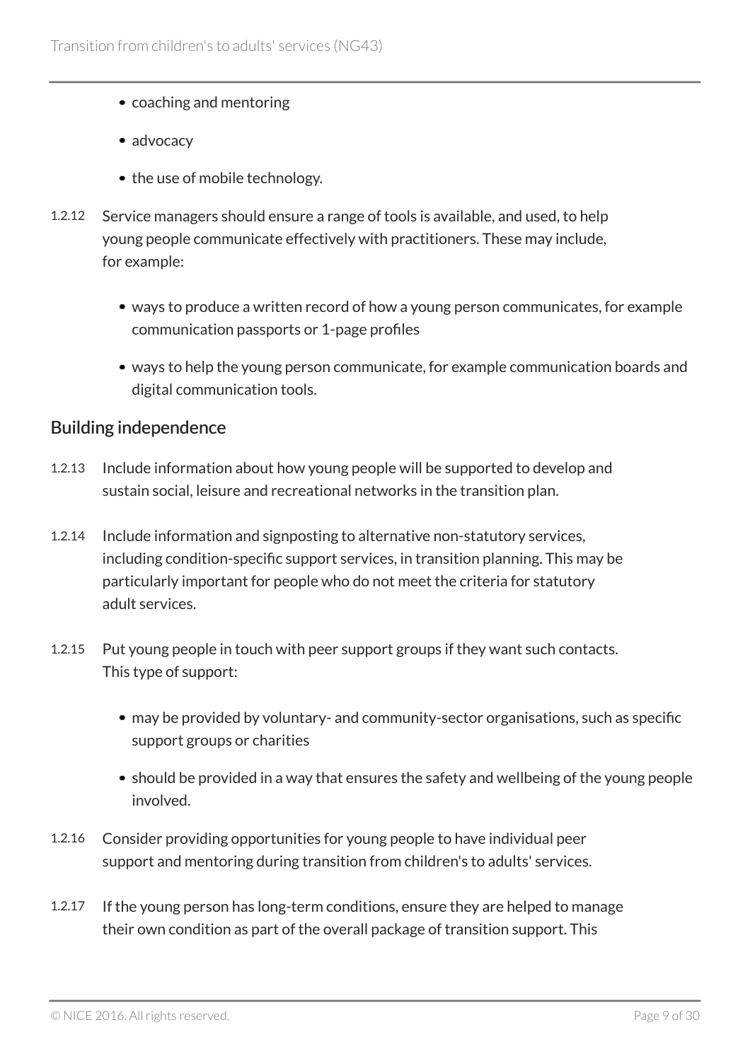- coaching and mentoring
- advocacy
- the use of mobile technology.

1.2.12 Service managers should ensure a range of tools is available, and used, to help young people communicate effectively with practitioners. These may include, for example:

- ways to produce a written record of how a young person communicates, for example communication passports or 1-page profiles
- ways to help the young person communicate, for example communication boards and digital communication tools.

## Building independence

1.2.13 Include information about how young people will be supported to develop and sustain social, leisure and recreational networks in the transition plan.

1.2.14 Include information and signposting to alternative non-statutory services, including condition-specific support services, in transition planning. This may be particularly important for people who do not meet the criteria for statutory adult services.

1.2.15 Put young people in touch with peer support groups if they want such contacts. This type of support:

- may be provided by voluntary- and community-sector organisations, such as specific support groups or charities
- should be provided in a way that ensures the safety and wellbeing of the young people involved.

1.2.16 Consider providing opportunities for young people to have individual peer support and mentoring during transition from children's to adults' services.

1.2.17 If the young person has long-term conditions, ensure they are helped to manage their own condition as part of the overall package of transition support. This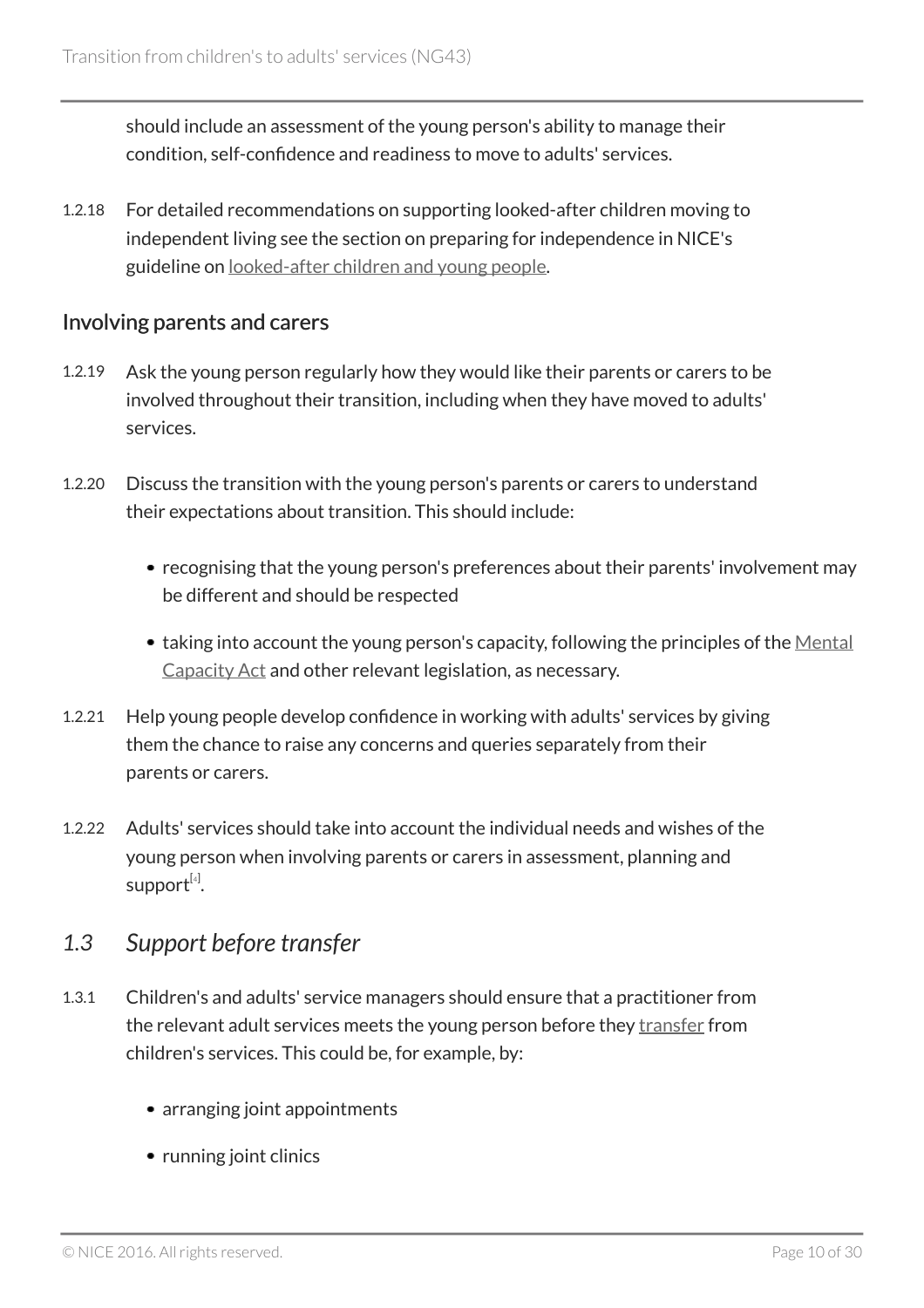should include an assessment of the young person's ability to manage their condition, self-confidence and readiness to move to adults' services.

1.2.18 For detailed recommendations on supporting looked-after children moving to independent living see the section on preparing for independence in NICE's guideline on looked-after children and young people.

### Involving parents and carers

1.2.19 Ask the young person regularly how they would like their parents or carers to be involved throughout their transition, including when they have moved to adults' services.

1.2.20 Discuss the transition with the young person's parents or carers to understand their expectations about transition. This should include:

- recognising that the young person's preferences about their parents' involvement may be different and should be respected
- taking into account the young person's capacity, following the principles of the Mental Capacity Act and other relevant legislation, as necessary.

1.2.21 Help young people develop confidence in working with adults' services by giving them the chance to raise any concerns and queries separately from their parents or carers.

1.2.22 Adults' services should take into account the individual needs and wishes of the young person when involving parents or carers in assessment, planning and support[4].

## *1.3 Support before transfer*

1.3.1 Children's and adults' service managers should ensure that a practitioner from the relevant adult services meets the young person before they transfer from children's services. This could be, for example, by:

- arranging joint appointments
- running joint clinics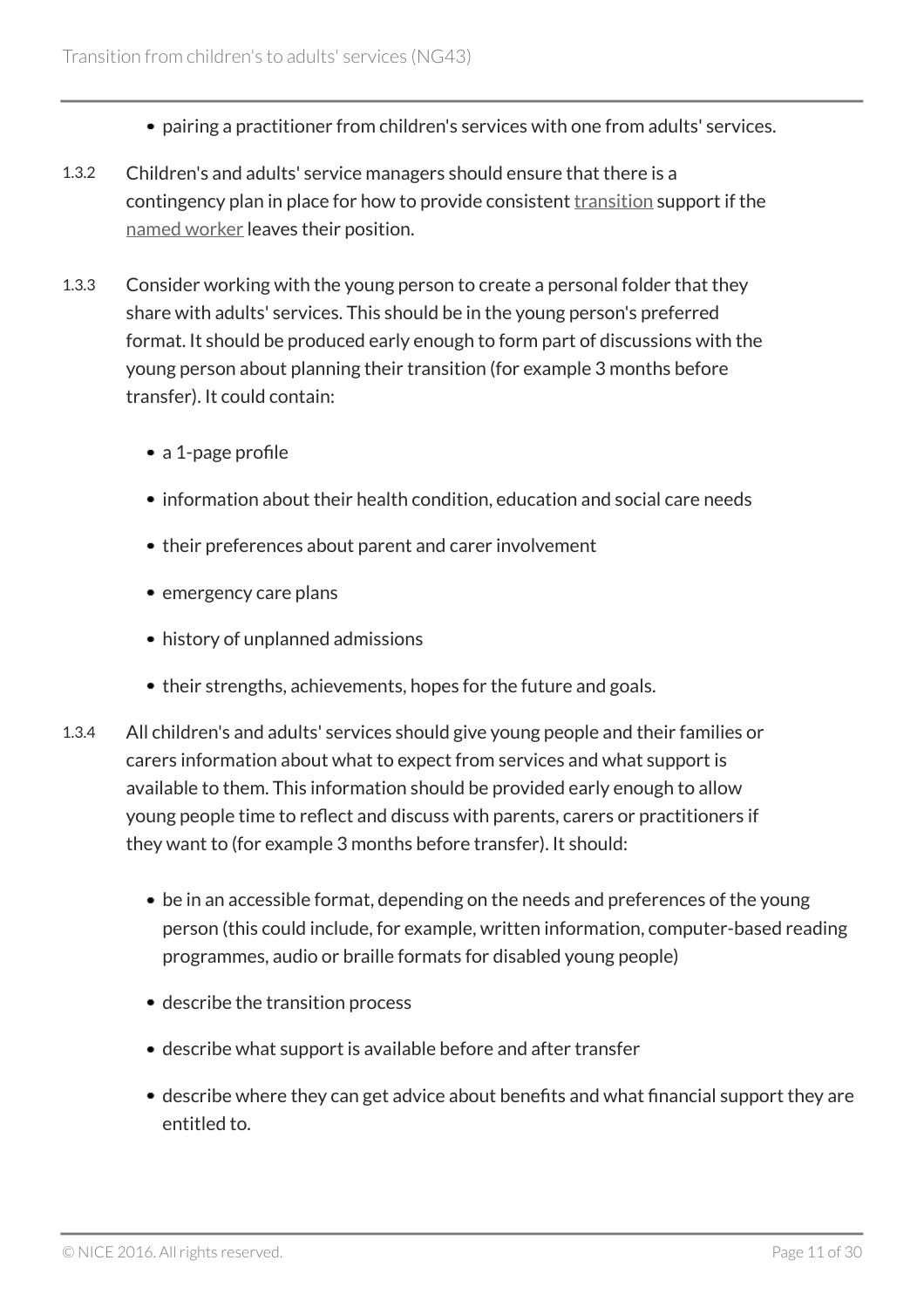- pairing a practitioner from children's services with one from adults' services.

1.3.2 Children's and adults' service managers should ensure that there is a contingency plan in place for how to provide consistent transition support if the named worker leaves their position.

1.3.3 Consider working with the young person to create a personal folder that they share with adults' services. This should be in the young person's preferred format. It should be produced early enough to form part of discussions with the young person about planning their transition (for example 3 months before transfer). It could contain:

- a 1-page profile
- information about their health condition, education and social care needs
- their preferences about parent and carer involvement
- emergency care plans
- history of unplanned admissions
- their strengths, achievements, hopes for the future and goals.

1.3.4 All children's and adults' services should give young people and their families or carers information about what to expect from services and what support is available to them. This information should be provided early enough to allow young people time to reflect and discuss with parents, carers or practitioners if they want to (for example 3 months before transfer). It should:

- be in an accessible format, depending on the needs and preferences of the young person (this could include, for example, written information, computer-based reading programmes, audio or braille formats for disabled young people)
- describe the transition process
- describe what support is available before and after transfer
- describe where they can get advice about benefits and what financial support they are entitled to.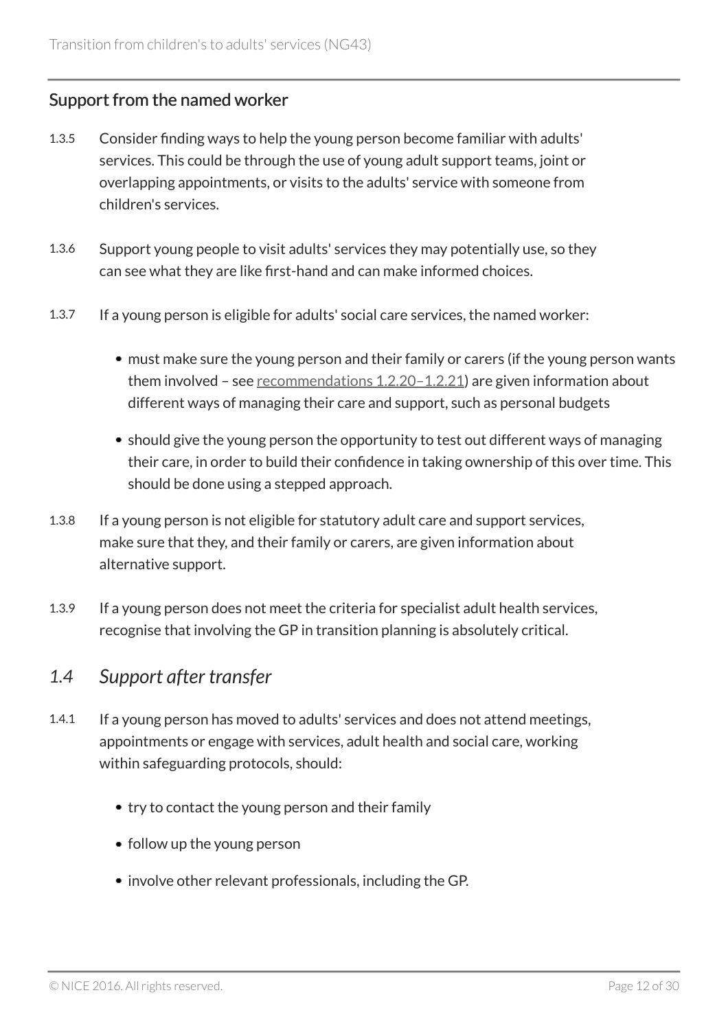### Support from the named worker

1.3.5 Consider finding ways to help the young person become familiar with adults' services. This could be through the use of young adult support teams, joint or overlapping appointments, or visits to the adults' service with someone from children's services.

1.3.6 Support young people to visit adults' services they may potentially use, so they can see what they are like first-hand and can make informed choices.

1.3.7 If a young person is eligible for adults' social care services, the named worker:

- must make sure the young person and their family or carers (if the young person wants them involved – see recommendations 1.2.20–1.2.21) are given information about different ways of managing their care and support, such as personal budgets
- should give the young person the opportunity to test out different ways of managing their care, in order to build their confidence in taking ownership of this over time. This should be done using a stepped approach.

1.3.8 If a young person is not eligible for statutory adult care and support services, make sure that they, and their family or carers, are given information about alternative support.

1.3.9 If a young person does not meet the criteria for specialist adult health services, recognise that involving the GP in transition planning is absolutely critical.

## *1.4 Support after transfer*

1.4.1 If a young person has moved to adults' services and does not attend meetings, appointments or engage with services, adult health and social care, working within safeguarding protocols, should:

- try to contact the young person and their family
- follow up the young person
- involve other relevant professionals, including the GP.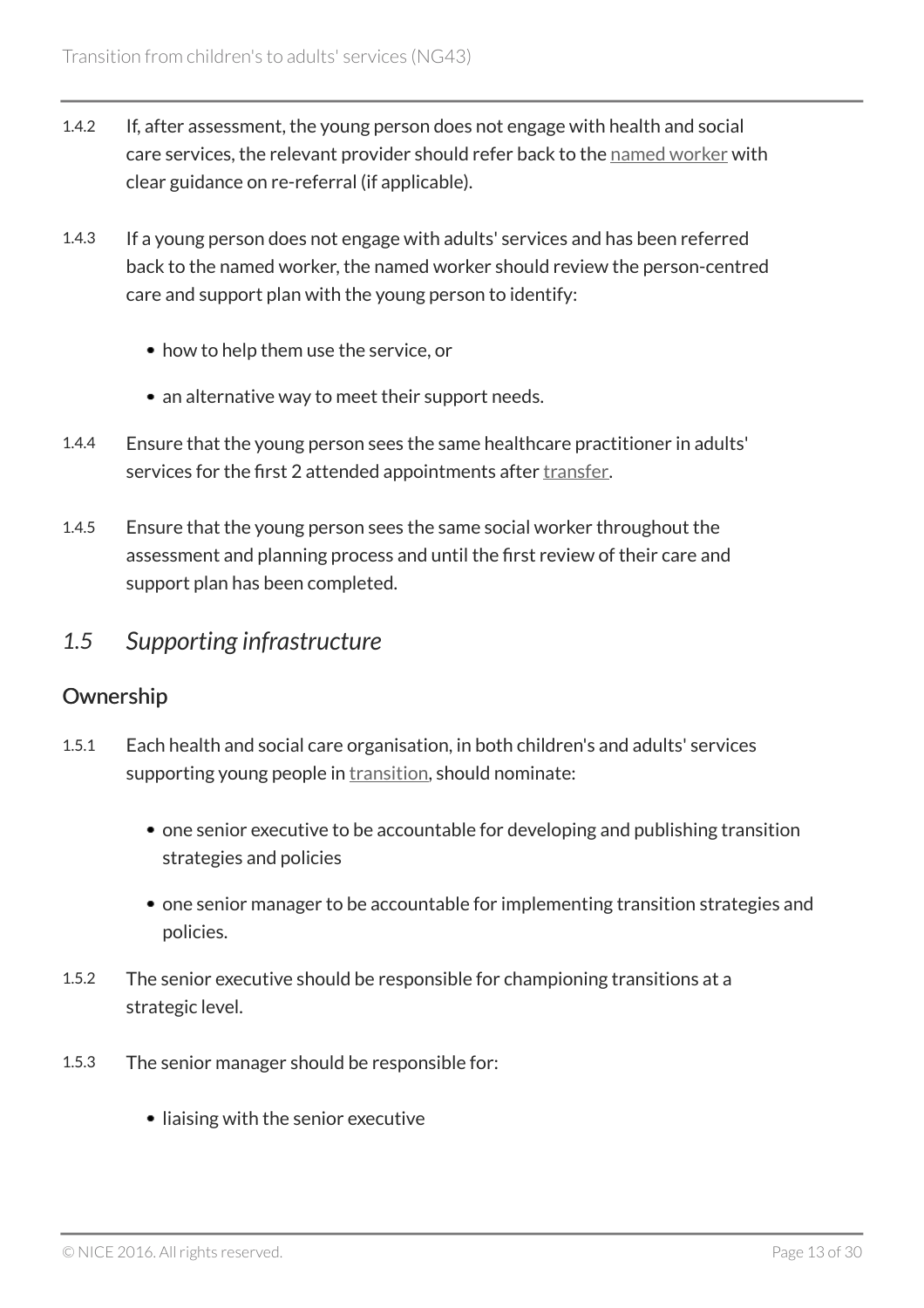1.4.2 If, after assessment, the young person does not engage with health and social care services, the relevant provider should refer back to the named worker with clear guidance on re-referral (if applicable).

1.4.3 If a young person does not engage with adults' services and has been referred back to the named worker, the named worker should review the person-centred care and support plan with the young person to identify:

- how to help them use the service, or
- an alternative way to meet their support needs.

1.4.4 Ensure that the young person sees the same healthcare practitioner in adults' services for the first 2 attended appointments after transfer.

1.4.5 Ensure that the young person sees the same social worker throughout the assessment and planning process and until the first review of their care and support plan has been completed.

## *1.5 Supporting infrastructure*

### Ownership

1.5.1 Each health and social care organisation, in both children's and adults' services supporting young people in transition, should nominate:

- one senior executive to be accountable for developing and publishing transition strategies and policies
- one senior manager to be accountable for implementing transition strategies and policies.

1.5.2 The senior executive should be responsible for championing transitions at a strategic level.

1.5.3 The senior manager should be responsible for:

- liaising with the senior executive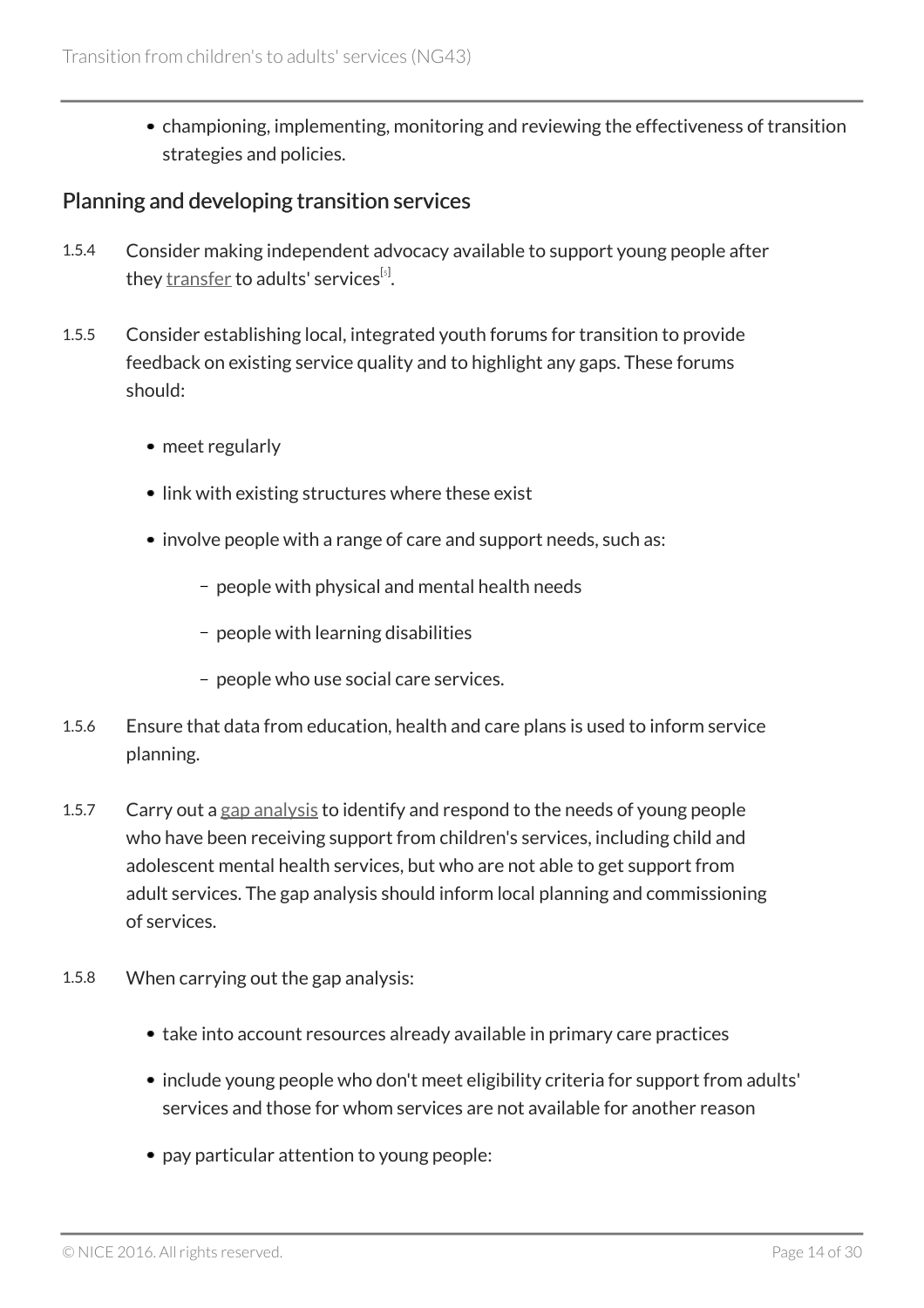- championing, implementing, monitoring and reviewing the effectiveness of transition strategies and policies.

## Planning and developing transition services

1.5.4 Consider making independent advocacy available to support young people after they transfer to adults' services[5].

1.5.5 Consider establishing local, integrated youth forums for transition to provide feedback on existing service quality and to highlight any gaps. These forums should:

- meet regularly
- link with existing structures where these exist
- involve people with a range of care and support needs, such as:
  - people with physical and mental health needs
  - people with learning disabilities
  - people who use social care services.

1.5.6 Ensure that data from education, health and care plans is used to inform service planning.

1.5.7 Carry out a gap analysis to identify and respond to the needs of young people who have been receiving support from children's services, including child and adolescent mental health services, but who are not able to get support from adult services. The gap analysis should inform local planning and commissioning of services.

1.5.8 When carrying out the gap analysis:

- take into account resources already available in primary care practices
- include young people who don't meet eligibility criteria for support from adults' services and those for whom services are not available for another reason
- pay particular attention to young people: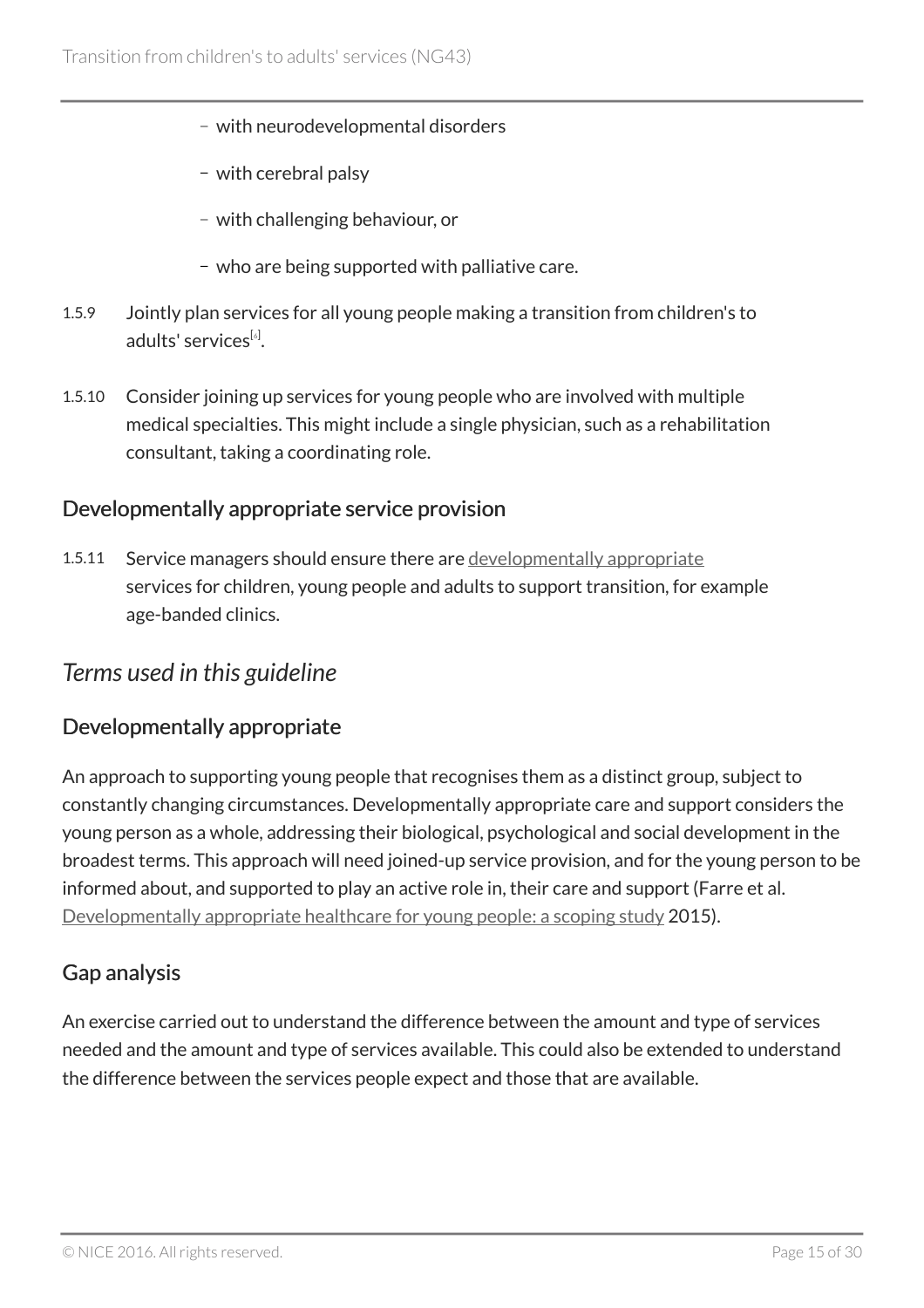- with neurodevelopmental disorders
- with cerebral palsy
- with challenging behaviour, or
- who are being supported with palliative care.

1.5.9 Jointly plan services for all young people making a transition from children's to adults' services[6].

1.5.10 Consider joining up services for young people who are involved with multiple medical specialties. This might include a single physician, such as a rehabilitation consultant, taking a coordinating role.

### Developmentally appropriate service provision

1.5.11 Service managers should ensure there are developmentally appropriate services for children, young people and adults to support transition, for example age-banded clinics.

## *Terms used in this guideline*

### Developmentally appropriate

An approach to supporting young people that recognises them as a distinct group, subject to constantly changing circumstances. Developmentally appropriate care and support considers the young person as a whole, addressing their biological, psychological and social development in the broadest terms. This approach will need joined-up service provision, and for the young person to be informed about, and supported to play an active role in, their care and support (Farre et al. Developmentally appropriate healthcare for young people: a scoping study 2015).

### Gap analysis

An exercise carried out to understand the difference between the amount and type of services needed and the amount and type of services available. This could also be extended to understand the difference between the services people expect and those that are available.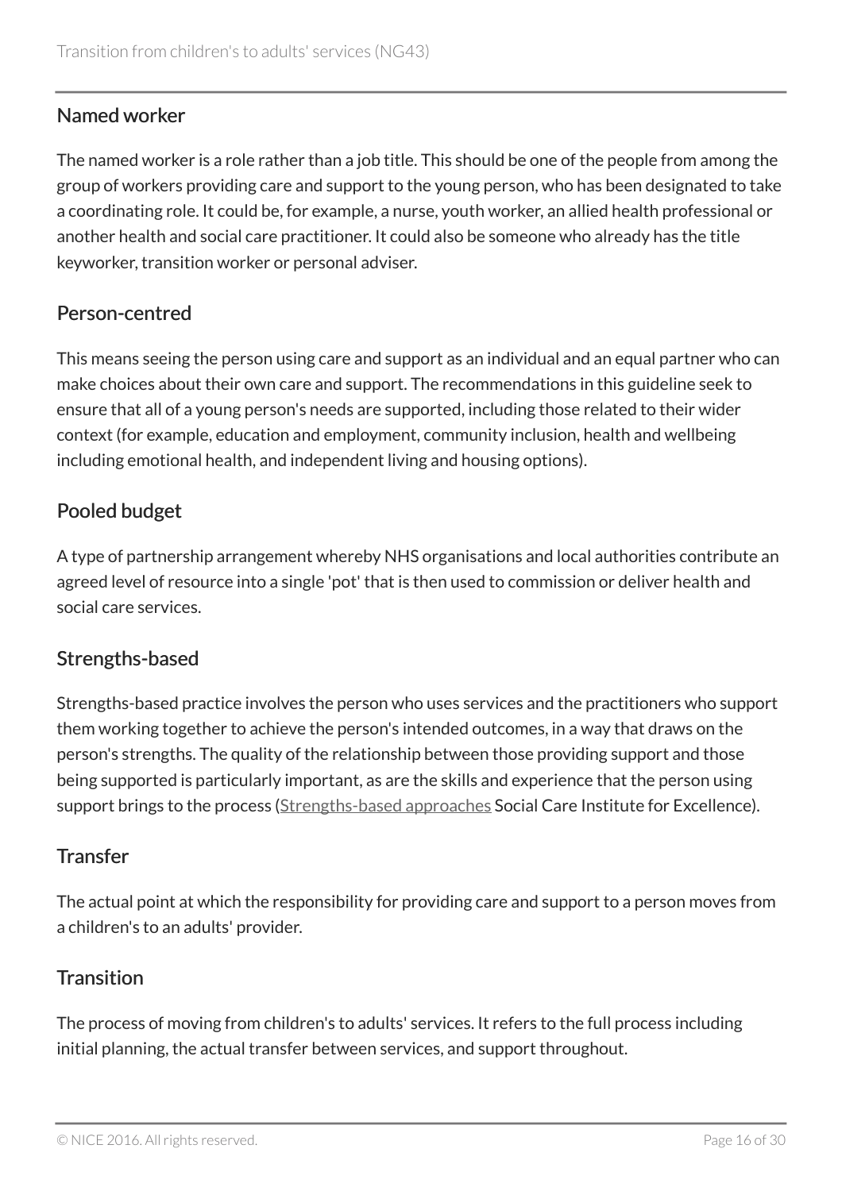### Named worker

The named worker is a role rather than a job title. This should be one of the people from among the group of workers providing care and support to the young person, who has been designated to take a coordinating role. It could be, for example, a nurse, youth worker, an allied health professional or another health and social care practitioner. It could also be someone who already has the title keyworker, transition worker or personal adviser.

### Person-centred

This means seeing the person using care and support as an individual and an equal partner who can make choices about their own care and support. The recommendations in this guideline seek to ensure that all of a young person's needs are supported, including those related to their wider context (for example, education and employment, community inclusion, health and wellbeing including emotional health, and independent living and housing options).

### Pooled budget

A type of partnership arrangement whereby NHS organisations and local authorities contribute an agreed level of resource into a single 'pot' that is then used to commission or deliver health and social care services.

### Strengths-based

Strengths-based practice involves the person who uses services and the practitioners who support them working together to achieve the person's intended outcomes, in a way that draws on the person's strengths. The quality of the relationship between those providing support and those being supported is particularly important, as are the skills and experience that the person using support brings to the process (Strengths-based approaches Social Care Institute for Excellence).

### Transfer

The actual point at which the responsibility for providing care and support to a person moves from a children's to an adults' provider.

### Transition

The process of moving from children's to adults' services. It refers to the full process including initial planning, the actual transfer between services, and support throughout.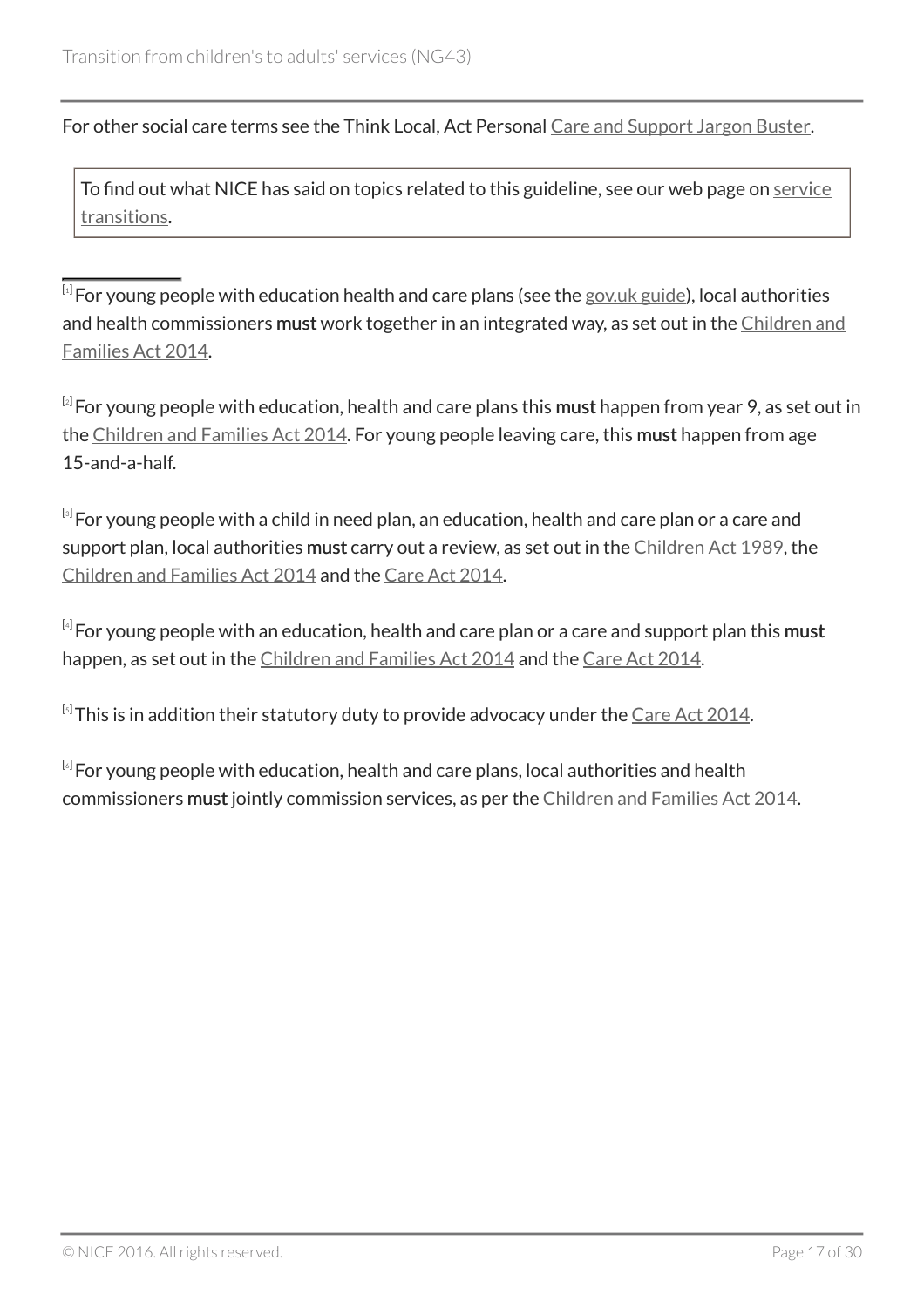For other social care terms see the Think Local, Act Personal Care and Support Jargon Buster.

> To find out what NICE has said on topics related to this guideline, see our web page on service transitions.

---

[1] For young people with education health and care plans (see the gov.uk guide), local authorities and health commissioners **must** work together in an integrated way, as set out in the Children and Families Act 2014.

[2] For young people with education, health and care plans this **must** happen from year 9, as set out in the Children and Families Act 2014. For young people leaving care, this **must** happen from age 15-and-a-half.

[3] For young people with a child in need plan, an education, health and care plan or a care and support plan, local authorities **must** carry out a review, as set out in the Children Act 1989, the Children and Families Act 2014 and the Care Act 2014.

[4] For young people with an education, health and care plan or a care and support plan this **must** happen, as set out in the Children and Families Act 2014 and the Care Act 2014.

[5] This is in addition their statutory duty to provide advocacy under the Care Act 2014.

[6] For young people with education, health and care plans, local authorities and health commissioners **must** jointly commission services, as per the Children and Families Act 2014.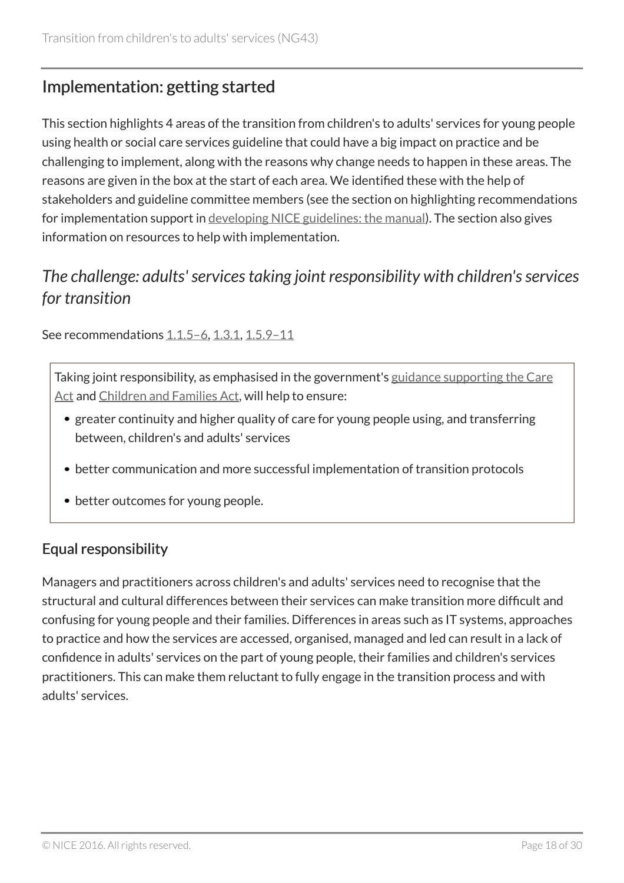## Implementation: getting started

This section highlights 4 areas of the transition from children's to adults' services for young people using health or social care services guideline that could have a big impact on practice and be challenging to implement, along with the reasons why change needs to happen in these areas. The reasons are given in the box at the start of each area. We identified these with the help of stakeholders and guideline committee members (see the section on highlighting recommendations for implementation support in developing NICE guidelines: the manual). The section also gives information on resources to help with implementation.

### *The challenge: adults' services taking joint responsibility with children's services for transition*

See recommendations 1.1.5–6, 1.3.1, 1.5.9–11

> Taking joint responsibility, as emphasised in the government's guidance supporting the Care Act and Children and Families Act, will help to ensure:
>
> - greater continuity and higher quality of care for young people using, and transferring between, children's and adults' services
> - better communication and more successful implementation of transition protocols
> - better outcomes for young people.

#### Equal responsibility

Managers and practitioners across children's and adults' services need to recognise that the structural and cultural differences between their services can make transition more difficult and confusing for young people and their families. Differences in areas such as IT systems, approaches to practice and how the services are accessed, organised, managed and led can result in a lack of confidence in adults' services on the part of young people, their families and children's services practitioners. This can make them reluctant to fully engage in the transition process and with adults' services.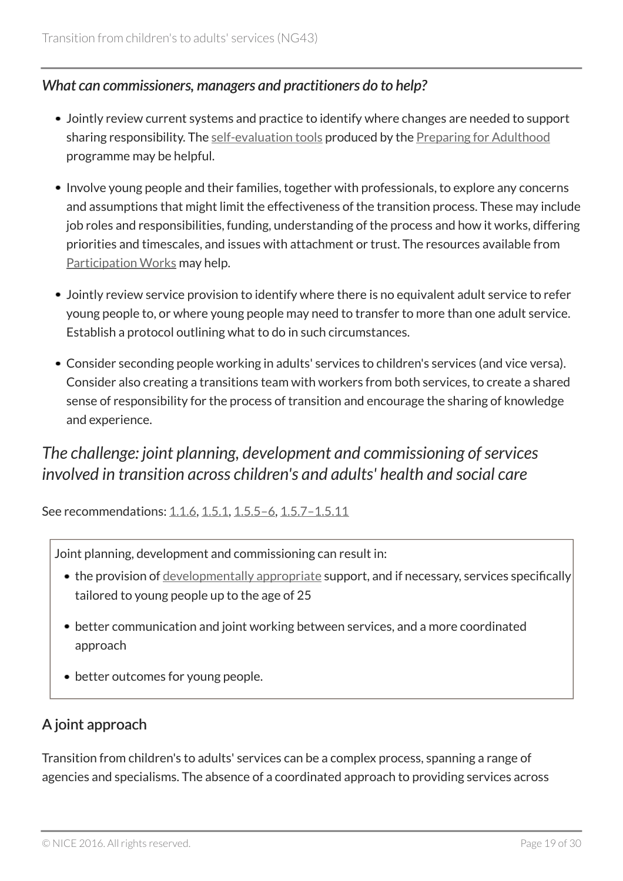### *What can commissioners, managers and practitioners do to help?*

- Jointly review current systems and practice to identify where changes are needed to support sharing responsibility. The self-evaluation tools produced by the Preparing for Adulthood programme may be helpful.
- Involve young people and their families, together with professionals, to explore any concerns and assumptions that might limit the effectiveness of the transition process. These may include job roles and responsibilities, funding, understanding of the process and how it works, differing priorities and timescales, and issues with attachment or trust. The resources available from Participation Works may help.
- Jointly review service provision to identify where there is no equivalent adult service to refer young people to, or where young people may need to transfer to more than one adult service. Establish a protocol outlining what to do in such circumstances.
- Consider seconding people working in adults' services to children's services (and vice versa). Consider also creating a transitions team with workers from both services, to create a shared sense of responsibility for the process of transition and encourage the sharing of knowledge and experience.

## *The challenge: joint planning, development and commissioning of services involved in transition across children's and adults' health and social care*

See recommendations: 1.1.6, 1.5.1, 1.5.5–6, 1.5.7–1.5.11

Joint planning, development and commissioning can result in:

- the provision of developmentally appropriate support, and if necessary, services specifically tailored to young people up to the age of 25
- better communication and joint working between services, and a more coordinated approach
- better outcomes for young people.

### A joint approach

Transition from children's to adults' services can be a complex process, spanning a range of agencies and specialisms. The absence of a coordinated approach to providing services across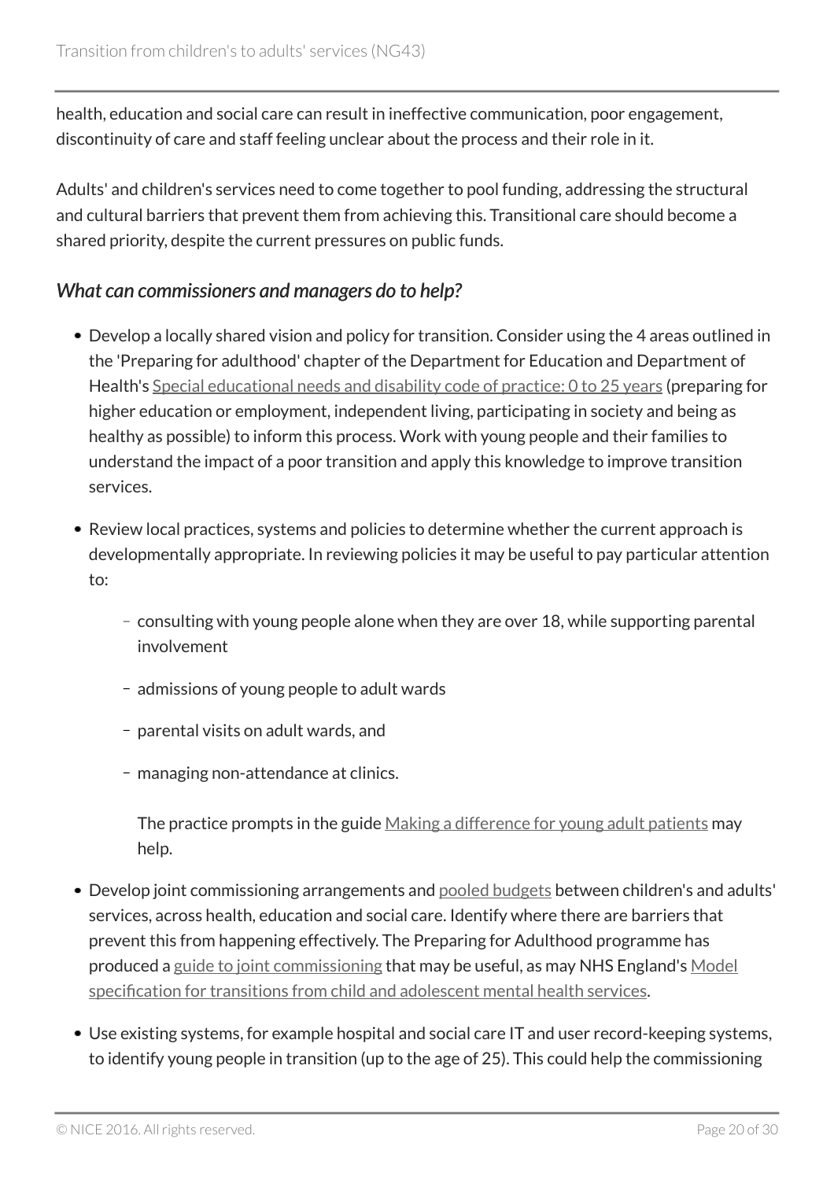health, education and social care can result in ineffective communication, poor engagement, discontinuity of care and staff feeling unclear about the process and their role in it.

Adults' and children's services need to come together to pool funding, addressing the structural and cultural barriers that prevent them from achieving this. Transitional care should become a shared priority, despite the current pressures on public funds.

### *What can commissioners and managers do to help?*

- Develop a locally shared vision and policy for transition. Consider using the 4 areas outlined in the 'Preparing for adulthood' chapter of the Department for Education and Department of Health's Special educational needs and disability code of practice: 0 to 25 years (preparing for higher education or employment, independent living, participating in society and being as healthy as possible) to inform this process. Work with young people and their families to understand the impact of a poor transition and apply this knowledge to improve transition services.
- Review local practices, systems and policies to determine whether the current approach is developmentally appropriate. In reviewing policies it may be useful to pay particular attention to:
  - consulting with young people alone when they are over 18, while supporting parental involvement
  - admissions of young people to adult wards
  - parental visits on adult wards, and
  - managing non-attendance at clinics.

    The practice prompts in the guide Making a difference for young adult patients may help.
- Develop joint commissioning arrangements and pooled budgets between children's and adults' services, across health, education and social care. Identify where there are barriers that prevent this from happening effectively. The Preparing for Adulthood programme has produced a guide to joint commissioning that may be useful, as may NHS England's Model specification for transitions from child and adolescent mental health services.
- Use existing systems, for example hospital and social care IT and user record-keeping systems, to identify young people in transition (up to the age of 25). This could help the commissioning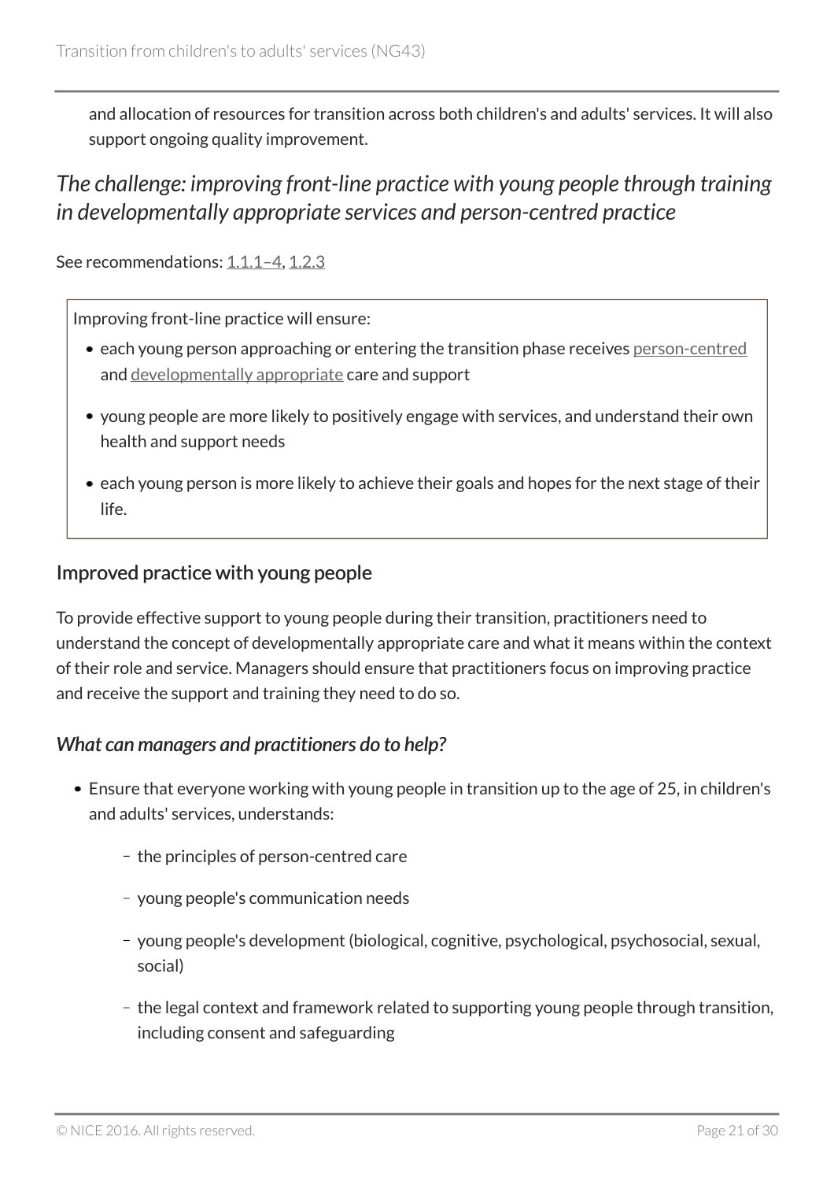and allocation of resources for transition across both children's and adults' services. It will also support ongoing quality improvement.

## *The challenge: improving front-line practice with young people through training in developmentally appropriate services and person-centred practice*

See recommendations: 1.1.1–4, 1.2.3

Improving front-line practice will ensure:

- each young person approaching or entering the transition phase receives person-centred and developmentally appropriate care and support
- young people are more likely to positively engage with services, and understand their own health and support needs
- each young person is more likely to achieve their goals and hopes for the next stage of their life.

### Improved practice with young people

To provide effective support to young people during their transition, practitioners need to understand the concept of developmentally appropriate care and what it means within the context of their role and service. Managers should ensure that practitioners focus on improving practice and receive the support and training they need to do so.

#### *What can managers and practitioners do to help?*

- Ensure that everyone working with young people in transition up to the age of 25, in children's and adults' services, understands:
  - the principles of person-centred care
  - young people's communication needs
  - young people's development (biological, cognitive, psychological, psychosocial, sexual, social)
  - the legal context and framework related to supporting young people through transition, including consent and safeguarding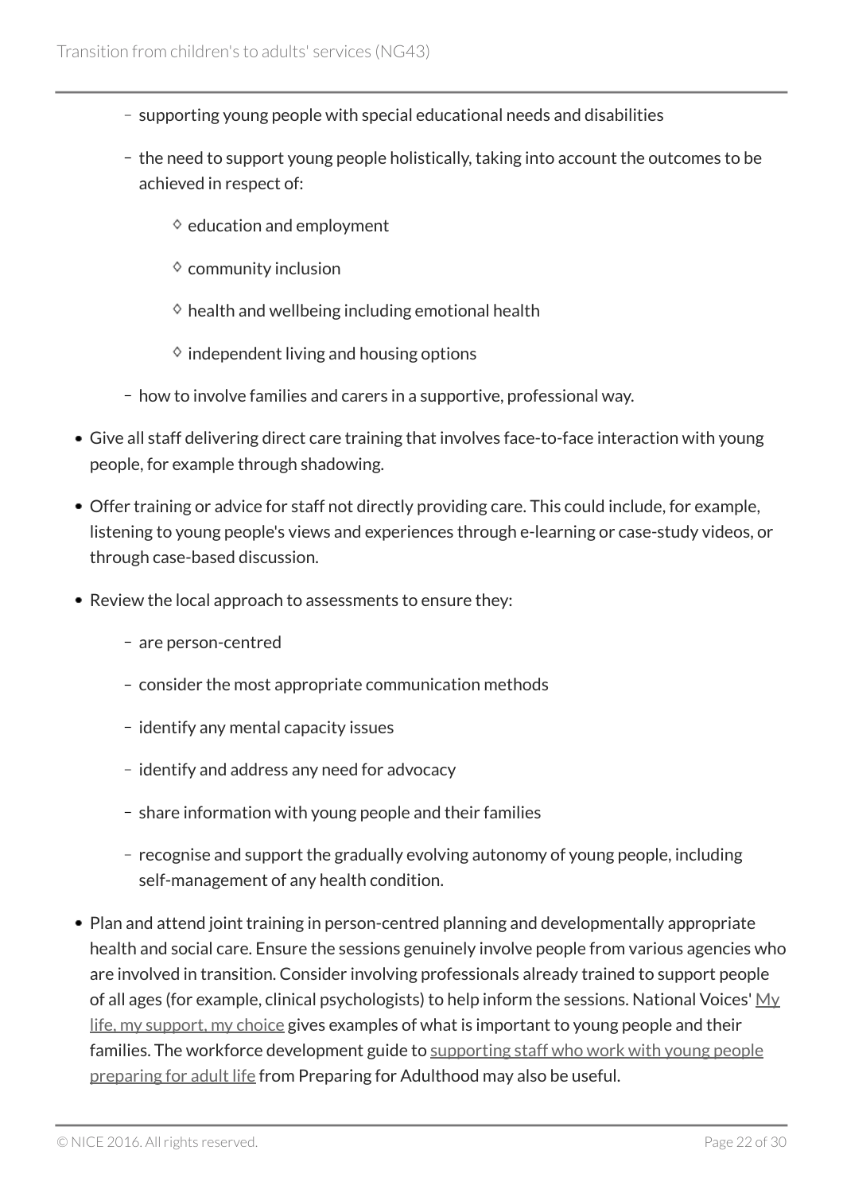- supporting young people with special educational needs and disabilities
  - the need to support young people holistically, taking into account the outcomes to be achieved in respect of:
    - education and employment
    - community inclusion
    - health and wellbeing including emotional health
    - independent living and housing options
  - how to involve families and carers in a supportive, professional way.
- Give all staff delivering direct care training that involves face-to-face interaction with young people, for example through shadowing.
- Offer training or advice for staff not directly providing care. This could include, for example, listening to young people's views and experiences through e-learning or case-study videos, or through case-based discussion.
- Review the local approach to assessments to ensure they:
  - are person-centred
  - consider the most appropriate communication methods
  - identify any mental capacity issues
  - identify and address any need for advocacy
  - share information with young people and their families
  - recognise and support the gradually evolving autonomy of young people, including self-management of any health condition.
- Plan and attend joint training in person-centred planning and developmentally appropriate health and social care. Ensure the sessions genuinely involve people from various agencies who are involved in transition. Consider involving professionals already trained to support people of all ages (for example, clinical psychologists) to help inform the sessions. National Voices' My life, my support, my choice gives examples of what is important to young people and their families. The workforce development guide to supporting staff who work with young people preparing for adult life from Preparing for Adulthood may also be useful.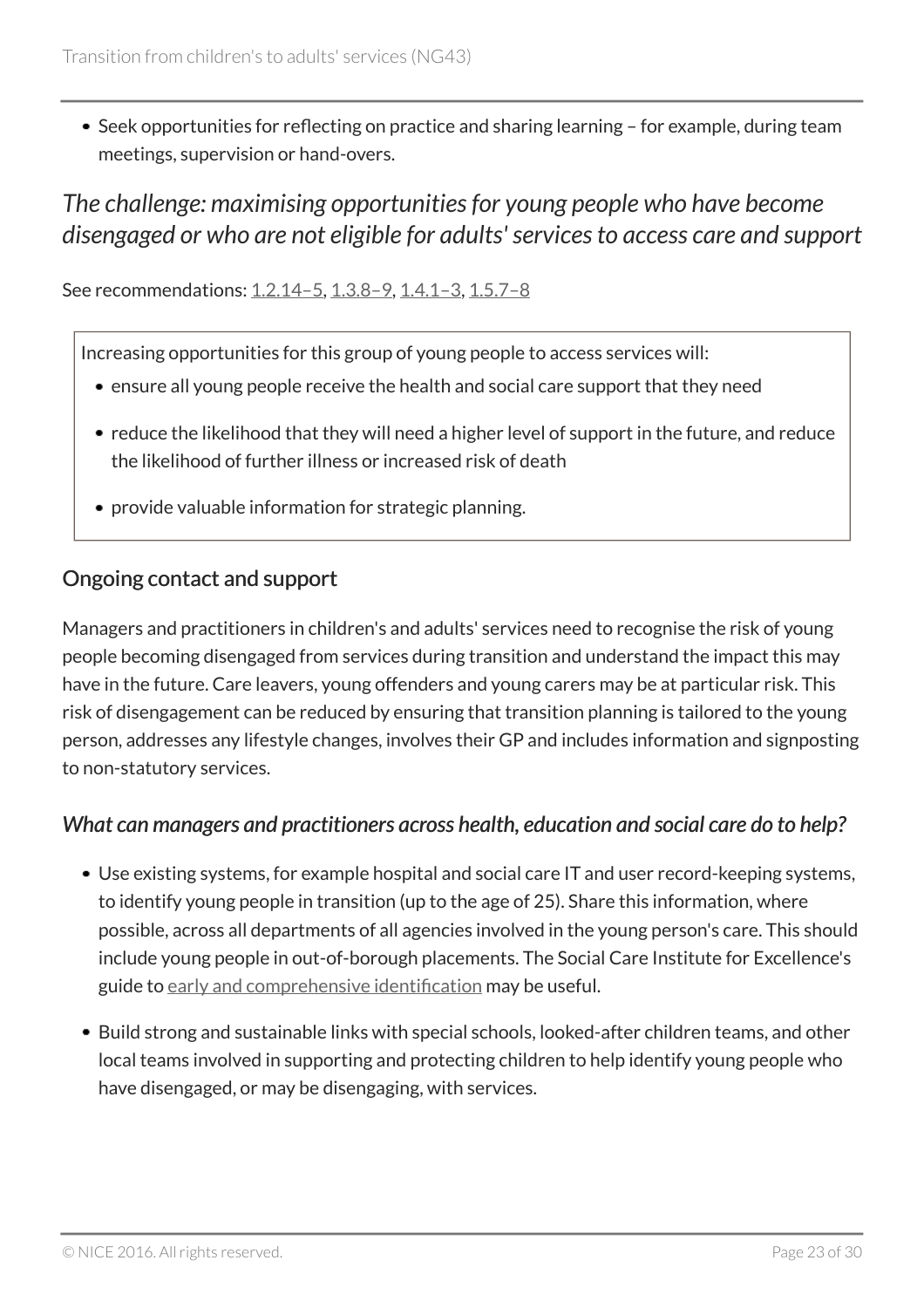- Seek opportunities for reflecting on practice and sharing learning – for example, during team meetings, supervision or hand-overs.

### *The challenge: maximising opportunities for young people who have become disengaged or who are not eligible for adults' services to access care and support*

See recommendations: 1.2.14–5, 1.3.8–9, 1.4.1–3, 1.5.7–8

> Increasing opportunities for this group of young people to access services will:
>
> - ensure all young people receive the health and social care support that they need
> - reduce the likelihood that they will need a higher level of support in the future, and reduce the likelihood of further illness or increased risk of death
> - provide valuable information for strategic planning.

#### Ongoing contact and support

Managers and practitioners in children's and adults' services need to recognise the risk of young people becoming disengaged from services during transition and understand the impact this may have in the future. Care leavers, young offenders and young carers may be at particular risk. This risk of disengagement can be reduced by ensuring that transition planning is tailored to the young person, addresses any lifestyle changes, involves their GP and includes information and signposting to non-statutory services.

##### *What can managers and practitioners across health, education and social care do to help?*

- Use existing systems, for example hospital and social care IT and user record-keeping systems, to identify young people in transition (up to the age of 25). Share this information, where possible, across all departments of all agencies involved in the young person's care. This should include young people in out-of-borough placements. The Social Care Institute for Excellence's guide to early and comprehensive identification may be useful.
- Build strong and sustainable links with special schools, looked-after children teams, and other local teams involved in supporting and protecting children to help identify young people who have disengaged, or may be disengaging, with services.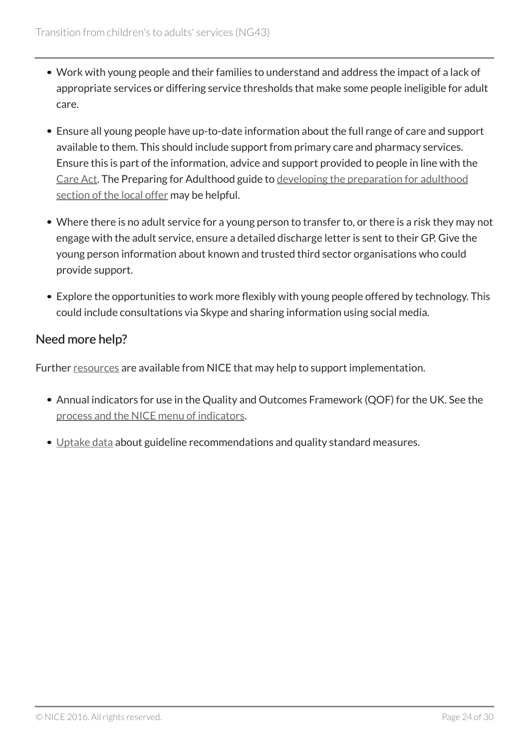- Work with young people and their families to understand and address the impact of a lack of appropriate services or differing service thresholds that make some people ineligible for adult care.
- Ensure all young people have up-to-date information about the full range of care and support available to them. This should include support from primary care and pharmacy services. Ensure this is part of the information, advice and support provided to people in line with the Care Act. The Preparing for Adulthood guide to developing the preparation for adulthood section of the local offer may be helpful.
- Where there is no adult service for a young person to transfer to, or there is a risk they may not engage with the adult service, ensure a detailed discharge letter is sent to their GP. Give the young person information about known and trusted third sector organisations who could provide support.
- Explore the opportunities to work more flexibly with young people offered by technology. This could include consultations via Skype and sharing information using social media.

## Need more help?

Further resources are available from NICE that may help to support implementation.

- Annual indicators for use in the Quality and Outcomes Framework (QOF) for the UK. See the process and the NICE menu of indicators.
- Uptake data about guideline recommendations and quality standard measures.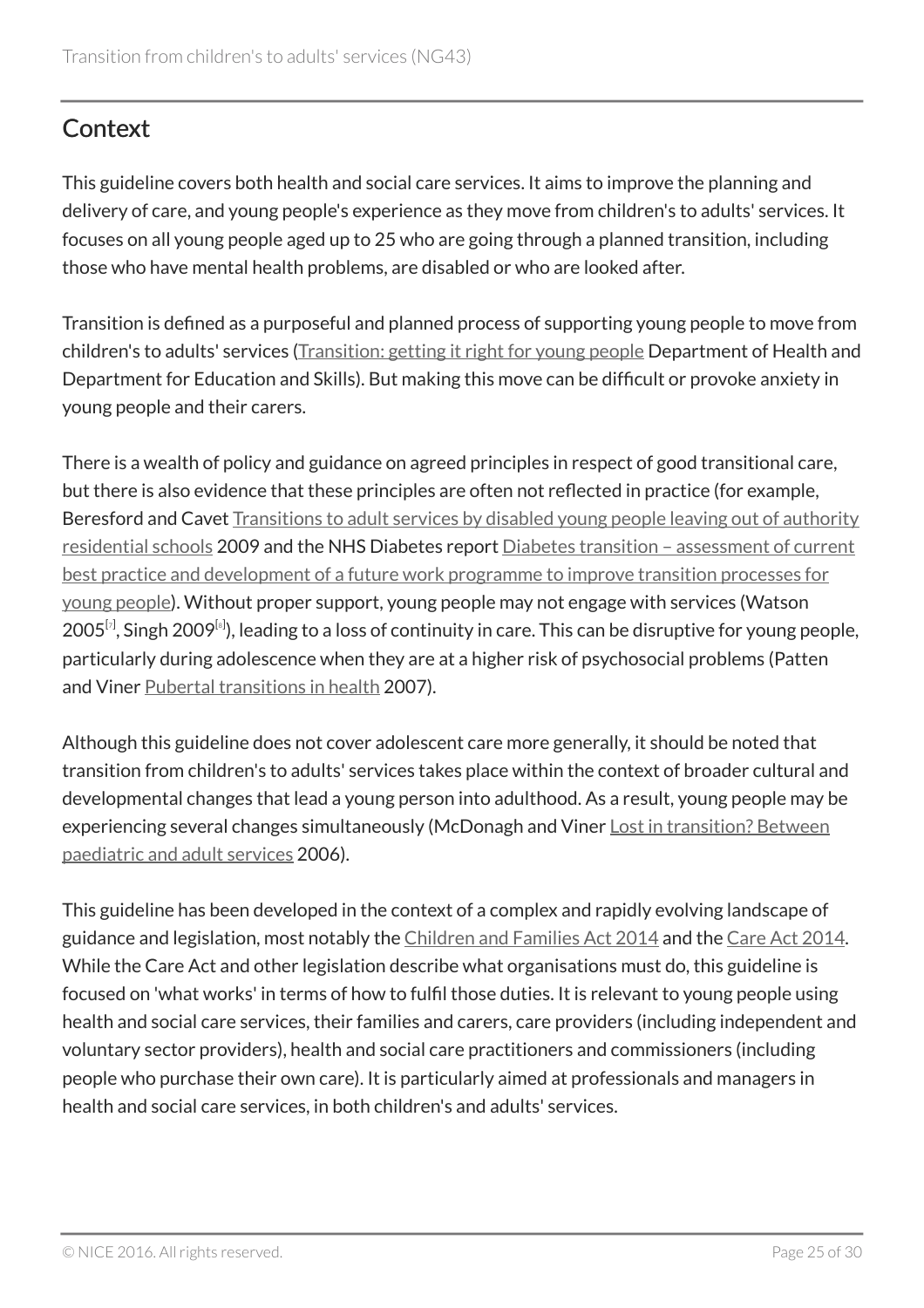## Context

This guideline covers both health and social care services. It aims to improve the planning and delivery of care, and young people's experience as they move from children's to adults' services. It focuses on all young people aged up to 25 who are going through a planned transition, including those who have mental health problems, are disabled or who are looked after.

Transition is defined as a purposeful and planned process of supporting young people to move from children's to adults' services (Transition: getting it right for young people Department of Health and Department for Education and Skills). But making this move can be difficult or provoke anxiety in young people and their carers.

There is a wealth of policy and guidance on agreed principles in respect of good transitional care, but there is also evidence that these principles are often not reflected in practice (for example, Beresford and Cavet Transitions to adult services by disabled young people leaving out of authority residential schools 2009 and the NHS Diabetes report Diabetes transition – assessment of current best practice and development of a future work programme to improve transition processes for young people). Without proper support, young people may not engage with services (Watson 2005[7], Singh 2009[8]), leading to a loss of continuity in care. This can be disruptive for young people, particularly during adolescence when they are at a higher risk of psychosocial problems (Patten and Viner Pubertal transitions in health 2007).

Although this guideline does not cover adolescent care more generally, it should be noted that transition from children's to adults' services takes place within the context of broader cultural and developmental changes that lead a young person into adulthood. As a result, young people may be experiencing several changes simultaneously (McDonagh and Viner Lost in transition? Between paediatric and adult services 2006).

This guideline has been developed in the context of a complex and rapidly evolving landscape of guidance and legislation, most notably the Children and Families Act 2014 and the Care Act 2014. While the Care Act and other legislation describe what organisations must do, this guideline is focused on 'what works' in terms of how to fulfil those duties. It is relevant to young people using health and social care services, their families and carers, care providers (including independent and voluntary sector providers), health and social care practitioners and commissioners (including people who purchase their own care). It is particularly aimed at professionals and managers in health and social care services, in both children's and adults' services.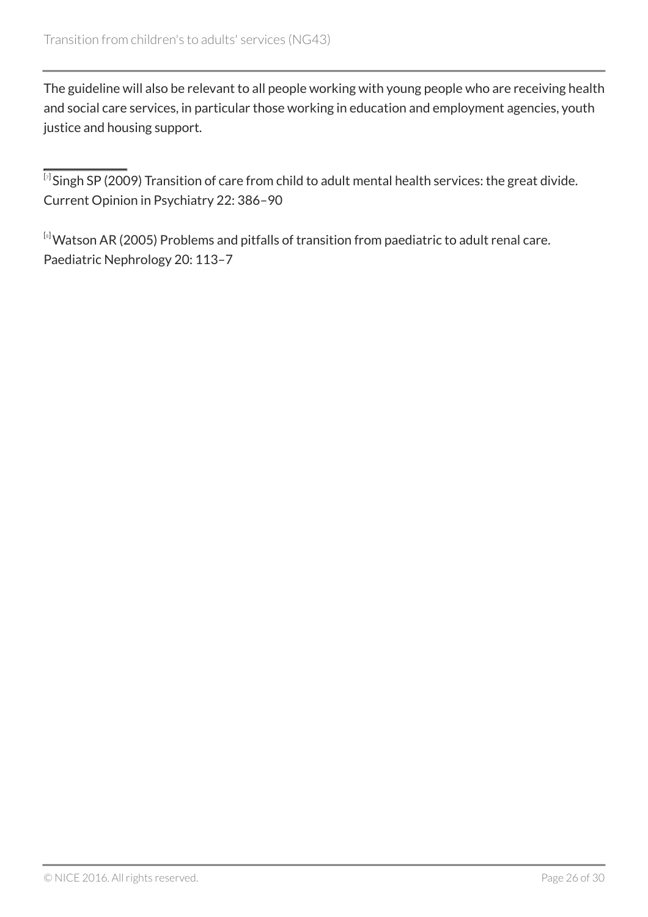The guideline will also be relevant to all people working with young people who are receiving health and social care services, in particular those working in education and employment agencies, youth justice and housing support.

---

[7] Singh SP (2009) Transition of care from child to adult mental health services: the great divide. Current Opinion in Psychiatry 22: 386–90

[8] Watson AR (2005) Problems and pitfalls of transition from paediatric to adult renal care. Paediatric Nephrology 20: 113–7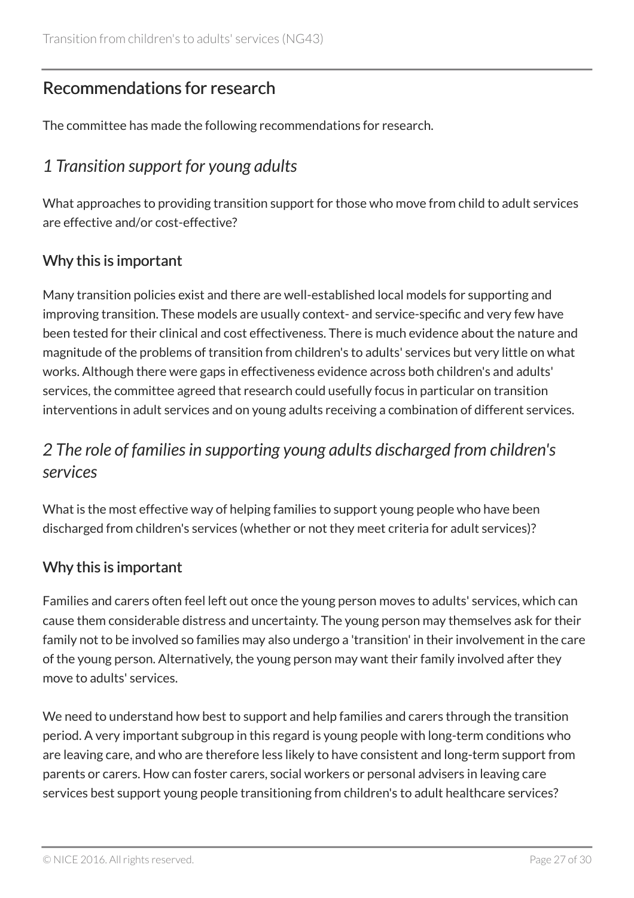## Recommendations for research

The committee has made the following recommendations for research.

### *1 Transition support for young adults*

What approaches to providing transition support for those who move from child to adult services are effective and/or cost-effective?

#### Why this is important

Many transition policies exist and there are well-established local models for supporting and improving transition. These models are usually context- and service-specific and very few have been tested for their clinical and cost effectiveness. There is much evidence about the nature and magnitude of the problems of transition from children's to adults' services but very little on what works. Although there were gaps in effectiveness evidence across both children's and adults' services, the committee agreed that research could usefully focus in particular on transition interventions in adult services and on young adults receiving a combination of different services.

### *2 The role of families in supporting young adults discharged from children's services*

What is the most effective way of helping families to support young people who have been discharged from children's services (whether or not they meet criteria for adult services)?

#### Why this is important

Families and carers often feel left out once the young person moves to adults' services, which can cause them considerable distress and uncertainty. The young person may themselves ask for their family not to be involved so families may also undergo a 'transition' in their involvement in the care of the young person. Alternatively, the young person may want their family involved after they move to adults' services.

We need to understand how best to support and help families and carers through the transition period. A very important subgroup in this regard is young people with long-term conditions who are leaving care, and who are therefore less likely to have consistent and long-term support from parents or carers. How can foster carers, social workers or personal advisers in leaving care services best support young people transitioning from children's to adult healthcare services?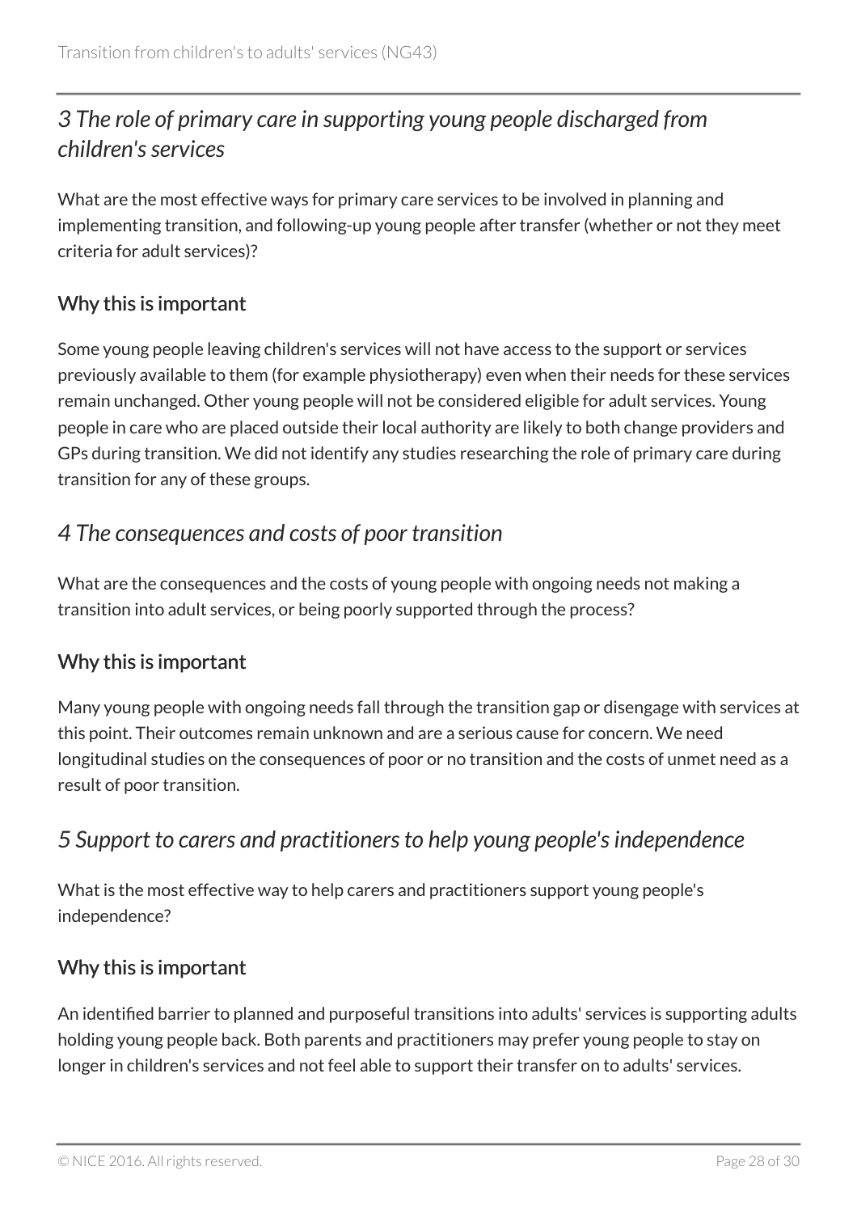### *3 The role of primary care in supporting young people discharged from children's services*

What are the most effective ways for primary care services to be involved in planning and implementing transition, and following-up young people after transfer (whether or not they meet criteria for adult services)?

#### Why this is important

Some young people leaving children's services will not have access to the support or services previously available to them (for example physiotherapy) even when their needs for these services remain unchanged. Other young people will not be considered eligible for adult services. Young people in care who are placed outside their local authority are likely to both change providers and GPs during transition. We did not identify any studies researching the role of primary care during transition for any of these groups.

### *4 The consequences and costs of poor transition*

What are the consequences and the costs of young people with ongoing needs not making a transition into adult services, or being poorly supported through the process?

#### Why this is important

Many young people with ongoing needs fall through the transition gap or disengage with services at this point. Their outcomes remain unknown and are a serious cause for concern. We need longitudinal studies on the consequences of poor or no transition and the costs of unmet need as a result of poor transition.

### *5 Support to carers and practitioners to help young people's independence*

What is the most effective way to help carers and practitioners support young people's independence?

#### Why this is important

An identified barrier to planned and purposeful transitions into adults' services is supporting adults holding young people back. Both parents and practitioners may prefer young people to stay on longer in children's services and not feel able to support their transfer on to adults' services.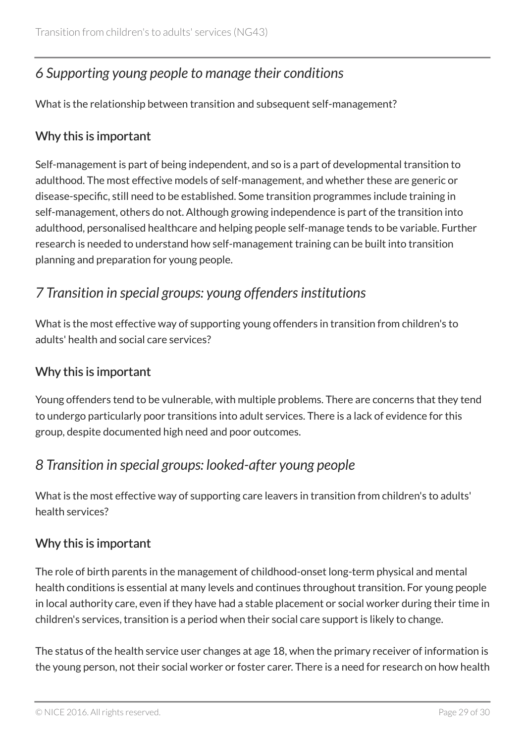## *6 Supporting young people to manage their conditions*

What is the relationship between transition and subsequent self-management?

### Why this is important

Self-management is part of being independent, and so is a part of developmental transition to adulthood. The most effective models of self-management, and whether these are generic or disease-specific, still need to be established. Some transition programmes include training in self-management, others do not. Although growing independence is part of the transition into adulthood, personalised healthcare and helping people self-manage tends to be variable. Further research is needed to understand how self-management training can be built into transition planning and preparation for young people.

## *7 Transition in special groups: young offenders institutions*

What is the most effective way of supporting young offenders in transition from children's to adults' health and social care services?

### Why this is important

Young offenders tend to be vulnerable, with multiple problems. There are concerns that they tend to undergo particularly poor transitions into adult services. There is a lack of evidence for this group, despite documented high need and poor outcomes.

## *8 Transition in special groups: looked-after young people*

What is the most effective way of supporting care leavers in transition from children's to adults' health services?

### Why this is important

The role of birth parents in the management of childhood-onset long-term physical and mental health conditions is essential at many levels and continues throughout transition. For young people in local authority care, even if they have had a stable placement or social worker during their time in children's services, transition is a period when their social care support is likely to change.

The status of the health service user changes at age 18, when the primary receiver of information is the young person, not their social worker or foster carer. There is a need for research on how health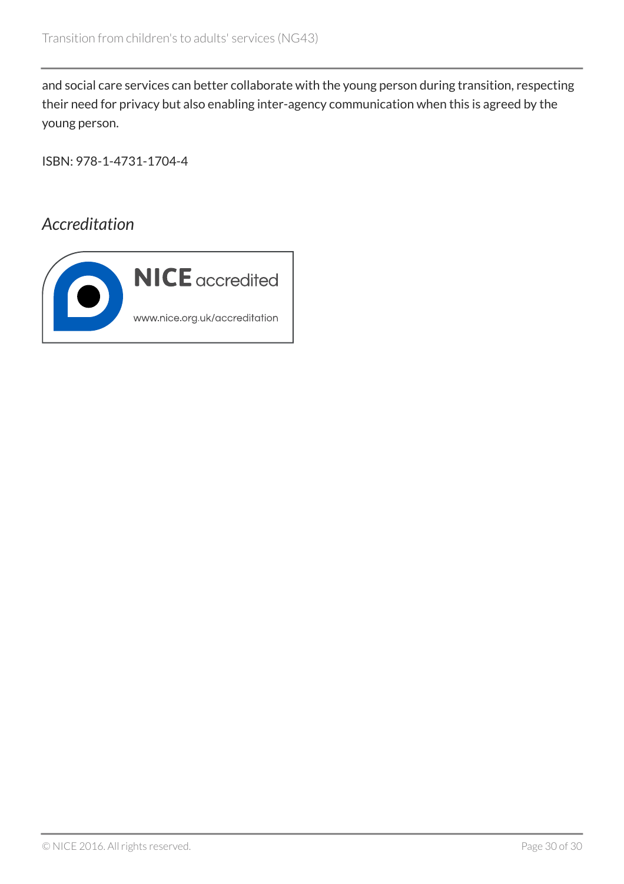and social care services can better collaborate with the young person during transition, respecting their need for privacy but also enabling inter-agency communication when this is agreed by the young person.

ISBN: 978-1-4731-1704-4

*Accreditation*

NICE accredited

www.nice.org.uk/accreditation